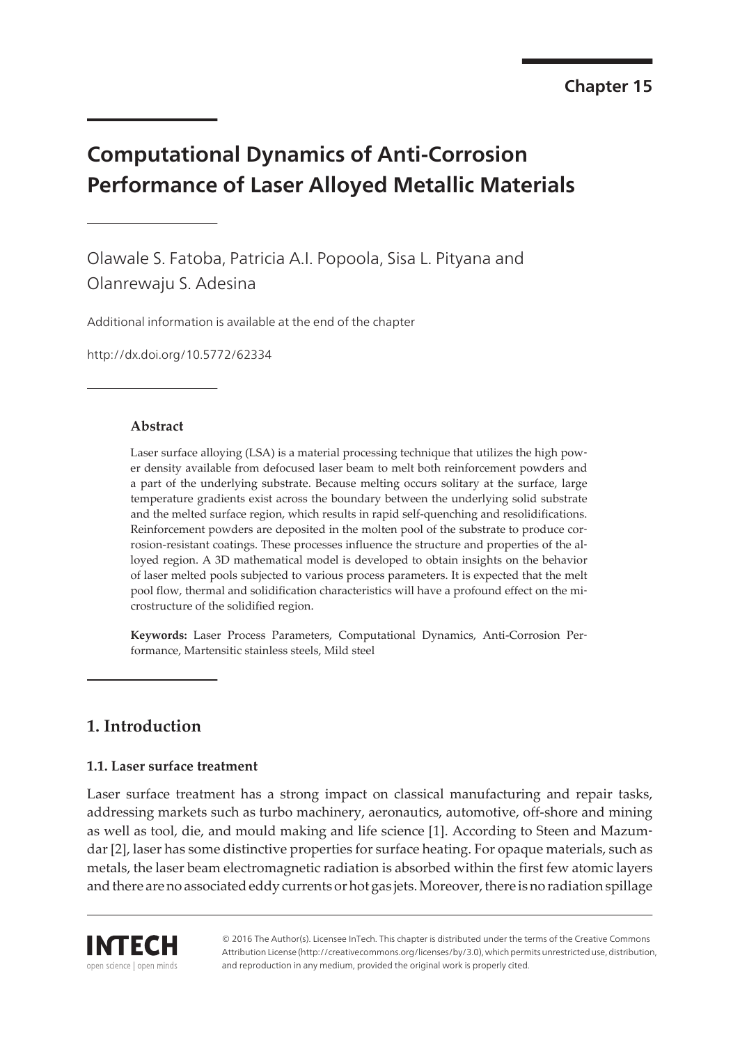Chapter 15

# Computational Dynamics of Anti-Corrosion Performance of Laser Alloyed Metallic Materials

Olawale S. Fatoba, Patricia A.I. Popoola, Sisa L. Pityana and Olanrewaju S. Adesina

Additional information is available at the end of the chapter

http://dx.doi.org/10.5772/62334

### Abstract

Laser surface alloying (LSA) is a material processing technique that utilizes the high power density available from defocused laser beam to melt both reinforcement powders and a part of the underlying substrate. Because melting occurs solitary at the surface, large temperature gradients exist across the boundary between the underlying solid substrate and the melted surface region, which results in rapid self-quenching and resolidifications. Reinforcement powders are deposited in the molten pool of the substrate to produce corrosion-resistant coatings. These processes influence the structure and properties of the alloyed region. A 3D mathematical model is developed to obtain insights on the behavior of laser melted pools subjected to various process parameters. It is expected that the melt pool flow, thermal and solidification characteristics will have a profound effect on the microstructure of the solidified region.

**Keywords:** Laser Process Parameters, Computational Dynamics, Anti-Corrosion Performance, Martensitic stainless steels, Mild steel

## 1. Introduction

### 1.1. Laser surface treatment

Laser surface treatment has a strong impact on classical manufacturing and repair tasks, addressing markets such as turbo machinery, aeronautics, automotive, off-shore and mining as well as tool, die, and mould making and life science [1]. According to Steen and Mazumdar [2], laser has some distinctive properties for surface heating. For opaque materials, such as metals, the laser beam electromagnetic radiation is absorbed within the first few atomic layers and there are no associated eddy currents or hot gas jets. Moreover, there is no radiation spillage

© 2016 The Author(s). Licensee InTech. This chapter is distributed under the terms of the Creative Commons Attribution License (http://creativecommons.org/licenses/by/3.0), which permits unrestricted use, distribution, and reproduction in any medium, provided the original work is properly cited.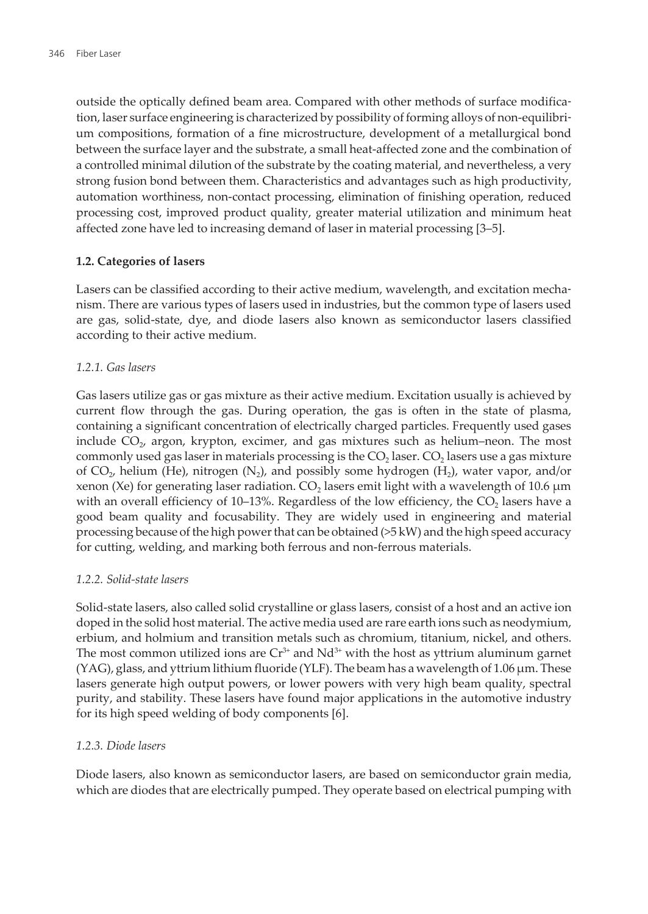outside the optically defined beam area. Compared with other methods of surface modification, laser surface engineering is characterized by possibility of forming alloys of non-equilibrium compositions, formation of a fine microstructure, development of a metallurgical bond between the surface layer and the substrate, a small heat-affected zone and the combination of a controlled minimal dilution of the substrate by the coating material, and nevertheless, a very strong fusion bond between them. Characteristics and advantages such as high productivity, automation worthiness, non-contact processing, elimination of finishing operation, reduced processing cost, improved product quality, greater material utilization and minimum heat affected zone have led to increasing demand of laser in material processing [3–5].

### 1.2. Categories of lasers

Lasers can be classified according to their active medium, wavelength, and excitation mechanism. There are various types of lasers used in industries, but the common type of lasers used are gas, solid-state, dye, and diode lasers also known as semiconductor lasers classified according to their active medium.

#### *1.2.1. Gas lasers*

Gas lasers utilize gas or gas mixture as their active medium. Excitation usually is achieved by current flow through the gas. During operation, the gas is often in the state of plasma, containing a significant concentration of electrically charged particles. Frequently used gases include $CO_2$, argon, krypton, excimer, and gas mixtures such as helium–neon. The most commonly used gas laser in materials processing is the $CO_2$ laser. $CO_2$ lasers use a gas mixture of $CO_2$, helium (He), nitrogen ($N_2$), and possibly some hydrogen ($H_2$), water vapor, and/or xenon (Xe) for generating laser radiation. $CO_2$ lasers emit light with a wavelength of 10.6 μm with an overall efficiency of 10–13%. Regardless of the low efficiency, the $CO_2$ lasers have a good beam quality and focusability. They are widely used in engineering and material processing because of the high power that can be obtained (>5 kW) and the high speed accuracy for cutting, welding, and marking both ferrous and non-ferrous materials.

#### *1.2.2. Solid-state lasers*

Solid-state lasers, also called solid crystalline or glass lasers, consist of a host and an active ion doped in the solid host material. The active media used are rare earth ions such as neodymium, erbium, and holmium and transition metals such as chromium, titanium, nickel, and others. The most common utilized ions are $Cr^{3+}$ and $Nd^{3+}$ with the host as yttrium aluminum garnet (YAG), glass, and yttrium lithium fluoride (YLF). The beam has a wavelength of 1.06 μm. These lasers generate high output powers, or lower powers with very high beam quality, spectral purity, and stability. These lasers have found major applications in the automotive industry for its high speed welding of body components [6].

#### *1.2.3. Diode lasers*

Diode lasers, also known as semiconductor lasers, are based on semiconductor grain media, which are diodes that are electrically pumped. They operate based on electrical pumping with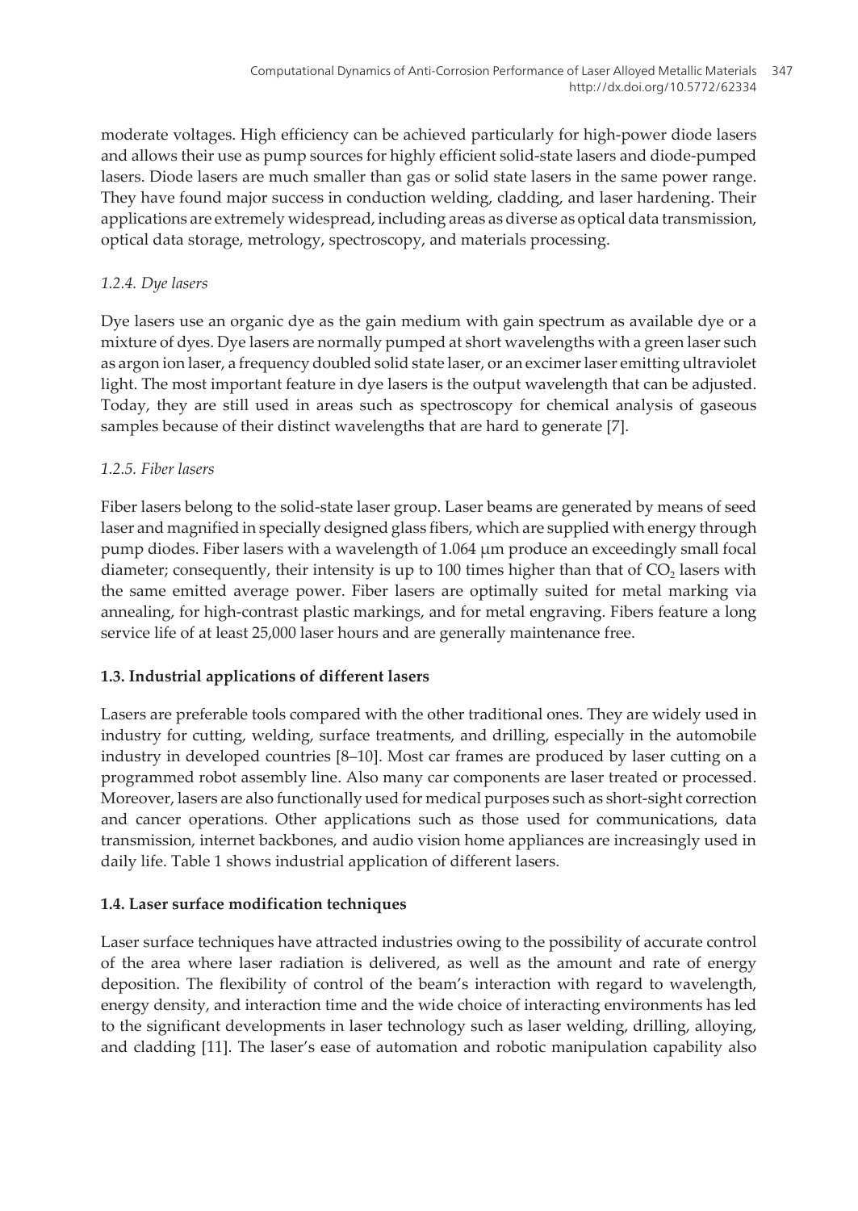moderate voltages. High efficiency can be achieved particularly for high-power diode lasers and allows their use as pump sources for highly efficient solid-state lasers and diode-pumped lasers. Diode lasers are much smaller than gas or solid state lasers in the same power range. They have found major success in conduction welding, cladding, and laser hardening. Their applications are extremely widespread, including areas as diverse as optical data transmission, optical data storage, metrology, spectroscopy, and materials processing.

#### *1.2.4. Dye lasers*

Dye lasers use an organic dye as the gain medium with gain spectrum as available dye or a mixture of dyes. Dye lasers are normally pumped at short wavelengths with a green laser such as argon ion laser, a frequency doubled solid state laser, or an excimer laser emitting ultraviolet light. The most important feature in dye lasers is the output wavelength that can be adjusted. Today, they are still used in areas such as spectroscopy for chemical analysis of gaseous samples because of their distinct wavelengths that are hard to generate [7].

#### *1.2.5. Fiber lasers*

Fiber lasers belong to the solid-state laser group. Laser beams are generated by means of seed laser and magnified in specially designed glass fibers, which are supplied with energy through pump diodes. Fiber lasers with a wavelength of 1.064 μm produce an exceedingly small focal diameter; consequently, their intensity is up to 100 times higher than that of $CO_2$ lasers with the same emitted average power. Fiber lasers are optimally suited for metal marking via annealing, for high-contrast plastic markings, and for metal engraving. Fibers feature a long service life of at least 25,000 laser hours and are generally maintenance free.

### **1.3. Industrial applications of different lasers**

Lasers are preferable tools compared with the other traditional ones. They are widely used in industry for cutting, welding, surface treatments, and drilling, especially in the automobile industry in developed countries [8–10]. Most car frames are produced by laser cutting on a programmed robot assembly line. Also many car components are laser treated or processed. Moreover, lasers are also functionally used for medical purposes such as short-sight correction and cancer operations. Other applications such as those used for communications, data transmission, internet backbones, and audio vision home appliances are increasingly used in daily life. Table 1 shows industrial application of different lasers.

### **1.4. Laser surface modification techniques**

Laser surface techniques have attracted industries owing to the possibility of accurate control of the area where laser radiation is delivered, as well as the amount and rate of energy deposition. The flexibility of control of the beam's interaction with regard to wavelength, energy density, and interaction time and the wide choice of interacting environments has led to the significant developments in laser technology such as laser welding, drilling, alloying, and cladding [11]. The laser's ease of automation and robotic manipulation capability also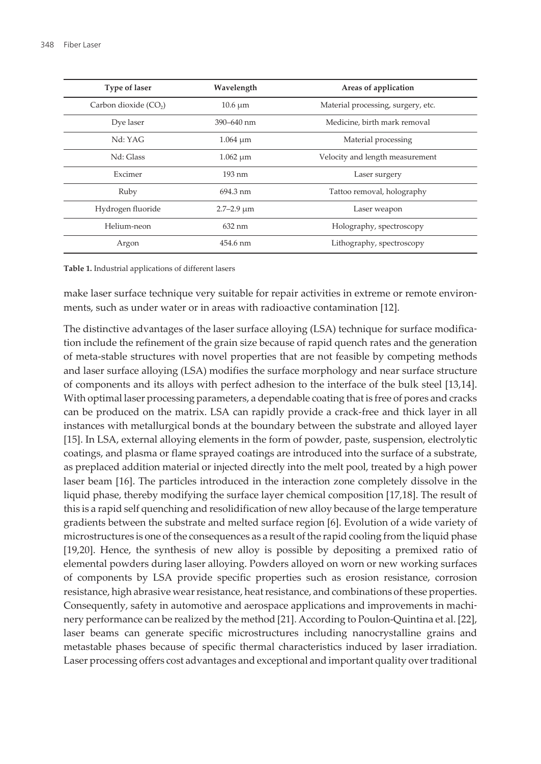| Type of laser | Wavelength | Areas of application |
|---|---|---|
| Carbon dioxide ($CO_2$) | 10.6 μm | Material processing, surgery, etc. |
| Dye laser | 390–640 nm | Medicine, birth mark removal |
| Nd: YAG | 1.064 μm | Material processing |
| Nd: Glass | 1.062 μm | Velocity and length measurement |
| Excimer | 193 nm | Laser surgery |
| Ruby | 694.3 nm | Tattoo removal, holography |
| Hydrogen fluoride | 2.7–2.9 μm | Laser weapon |
| Helium-neon | 632 nm | Holography, spectroscopy |
| Argon | 454.6 nm | Lithography, spectroscopy |

**Table 1.** Industrial applications of different lasers

make laser surface technique very suitable for repair activities in extreme or remote environments, such as under water or in areas with radioactive contamination [12].

The distinctive advantages of the laser surface alloying (LSA) technique for surface modification include the refinement of the grain size because of rapid quench rates and the generation of meta-stable structures with novel properties that are not feasible by competing methods and laser surface alloying (LSA) modifies the surface morphology and near surface structure of components and its alloys with perfect adhesion to the interface of the bulk steel [13,14]. With optimal laser processing parameters, a dependable coating that is free of pores and cracks can be produced on the matrix. LSA can rapidly provide a crack-free and thick layer in all instances with metallurgical bonds at the boundary between the substrate and alloyed layer [15]. In LSA, external alloying elements in the form of powder, paste, suspension, electrolytic coatings, and plasma or flame sprayed coatings are introduced into the surface of a substrate, as preplaced addition material or injected directly into the melt pool, treated by a high power laser beam [16]. The particles introduced in the interaction zone completely dissolve in the liquid phase, thereby modifying the surface layer chemical composition [17,18]. The result of this is a rapid self quenching and resolidification of new alloy because of the large temperature gradients between the substrate and melted surface region [6]. Evolution of a wide variety of microstructures is one of the consequences as a result of the rapid cooling from the liquid phase [19,20]. Hence, the synthesis of new alloy is possible by depositing a premixed ratio of elemental powders during laser alloying. Powders alloyed on worn or new working surfaces of components by LSA provide specific properties such as erosion resistance, corrosion resistance, high abrasive wear resistance, heat resistance, and combinations of these properties. Consequently, safety in automotive and aerospace applications and improvements in machinery performance can be realized by the method [21]. According to Poulon-Quintina et al. [22], laser beams can generate specific microstructures including nanocrystalline grains and metastable phases because of specific thermal characteristics induced by laser irradiation. Laser processing offers cost advantages and exceptional and important quality over traditional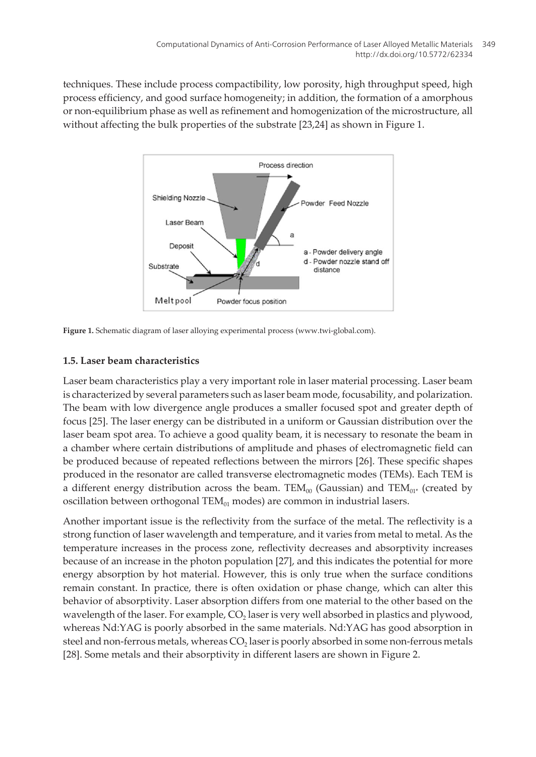techniques. These include process compactibility, low porosity, high throughput speed, high process efficiency, and good surface homogeneity; in addition, the formation of a amorphous or non-equilibrium phase as well as refinement and homogenization of the microstructure, all without affecting the bulk properties of the substrate [23,24] as shown in Figure 1.

**Figure 1.** Schematic diagram of laser alloying experimental process (www.twi-global.com).

### 1.5. Laser beam characteristics

Laser beam characteristics play a very important role in laser material processing. Laser beam is characterized by several parameters such as laser beam mode, focusability, and polarization. The beam with low divergence angle produces a smaller focused spot and greater depth of focus [25]. The laser energy can be distributed in a uniform or Gaussian distribution over the laser beam spot area. To achieve a good quality beam, it is necessary to resonate the beam in a chamber where certain distributions of amplitude and phases of electromagnetic field can be produced because of repeated reflections between the mirrors [26]. These specific shapes produced in the resonator are called transverse electromagnetic modes (TEMs). Each TEM is a different energy distribution across the beam. $TEM_{00}$ (Gaussian) and $TEM_{01^*}$ (created by oscillation between orthogonal $TEM_{01}$ modes) are common in industrial lasers.

Another important issue is the reflectivity from the surface of the metal. The reflectivity is a strong function of laser wavelength and temperature, and it varies from metal to metal. As the temperature increases in the process zone, reflectivity decreases and absorptivity increases because of an increase in the photon population [27], and this indicates the potential for more energy absorption by hot material. However, this is only true when the surface conditions remain constant. In practice, there is often oxidation or phase change, which can alter this behavior of absorptivity. Laser absorption differs from one material to the other based on the wavelength of the laser. For example, $CO_2$ laser is very well absorbed in plastics and plywood, whereas Nd:YAG is poorly absorbed in the same materials. Nd:YAG has good absorption in steel and non-ferrous metals, whereas $CO_2$ laser is poorly absorbed in some non-ferrous metals [28]. Some metals and their absorptivity in different lasers are shown in Figure 2.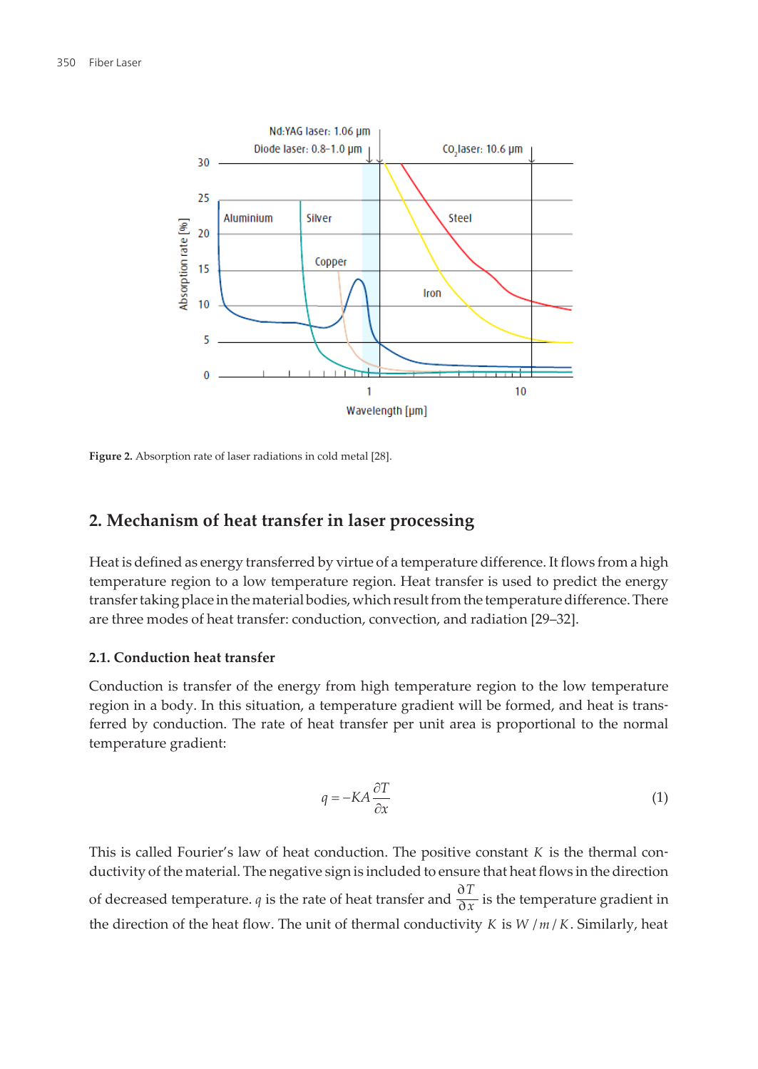Figure 2. Absorption rate of laser radiations in cold metal [28].

## 2. Mechanism of heat transfer in laser processing

Heat is defined as energy transferred by virtue of a temperature difference. It flows from a high temperature region to a low temperature region. Heat transfer is used to predict the energy transfer taking place in the material bodies, which result from the temperature difference. There are three modes of heat transfer: conduction, convection, and radiation [29–32].

### 2.1. Conduction heat transfer

Conduction is transfer of the energy from high temperature region to the low temperature region in a body. In this situation, a temperature gradient will be formed, and heat is transferred by conduction. The rate of heat transfer per unit area is proportional to the normal temperature gradient:

$$q = -KA\frac{\partial T}{\partial x} \tag{1}$$

This is called Fourier's law of heat conduction. The positive constant $K$ is the thermal conductivity of the material. The negative sign is included to ensure that heat flows in the direction of decreased temperature. $q$ is the rate of heat transfer and $\frac{\partial T}{\partial x}$ is the temperature gradient in the direction of the heat flow. The unit of thermal conductivity $K$ is $W/m/K$. Similarly, heat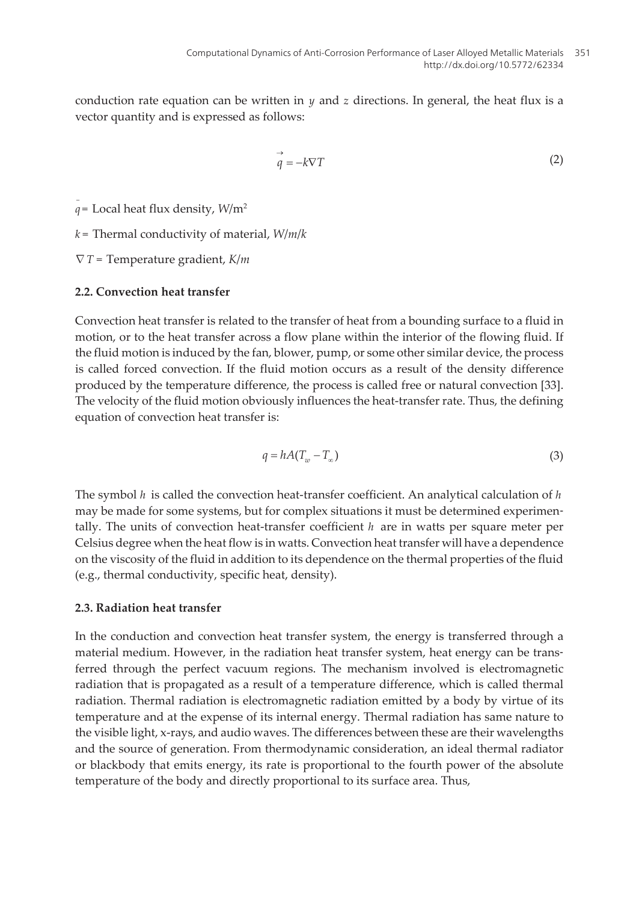conduction rate equation can be written in $y$ and $z$ directions. In general, the heat flux is a vector quantity and is expressed as follows:

$$\vec{q} = -k\nabla T \tag{2}$$

$\bar{q}$ = Local heat flux density, $W/m^2$

$k$ = Thermal conductivity of material, $W/m/k$

$\nabla T$ = Temperature gradient, $K/m$

### 2.2. Convection heat transfer

Convection heat transfer is related to the transfer of heat from a bounding surface to a fluid in motion, or to the heat transfer across a flow plane within the interior of the flowing fluid. If the fluid motion is induced by the fan, blower, pump, or some other similar device, the process is called forced convection. If the fluid motion occurs as a result of the density difference produced by the temperature difference, the process is called free or natural convection [33]. The velocity of the fluid motion obviously influences the heat-transfer rate. Thus, the defining equation of convection heat transfer is:

$$q = hA(T_w - T_\infty) \tag{3}$$

The symbol $h$ is called the convection heat-transfer coefficient. An analytical calculation of $h$ may be made for some systems, but for complex situations it must be determined experimentally. The units of convection heat-transfer coefficient $h$ are in watts per square meter per Celsius degree when the heat flow is in watts. Convection heat transfer will have a dependence on the viscosity of the fluid in addition to its dependence on the thermal properties of the fluid (e.g., thermal conductivity, specific heat, density).

### 2.3. Radiation heat transfer

In the conduction and convection heat transfer system, the energy is transferred through a material medium. However, in the radiation heat transfer system, heat energy can be transferred through the perfect vacuum regions. The mechanism involved is electromagnetic radiation that is propagated as a result of a temperature difference, which is called thermal radiation. Thermal radiation is electromagnetic radiation emitted by a body by virtue of its temperature and at the expense of its internal energy. Thermal radiation has same nature to the visible light, x-rays, and audio waves. The differences between these are their wavelengths and the source of generation. From thermodynamic consideration, an ideal thermal radiator or blackbody that emits energy, its rate is proportional to the fourth power of the absolute temperature of the body and directly proportional to its surface area. Thus,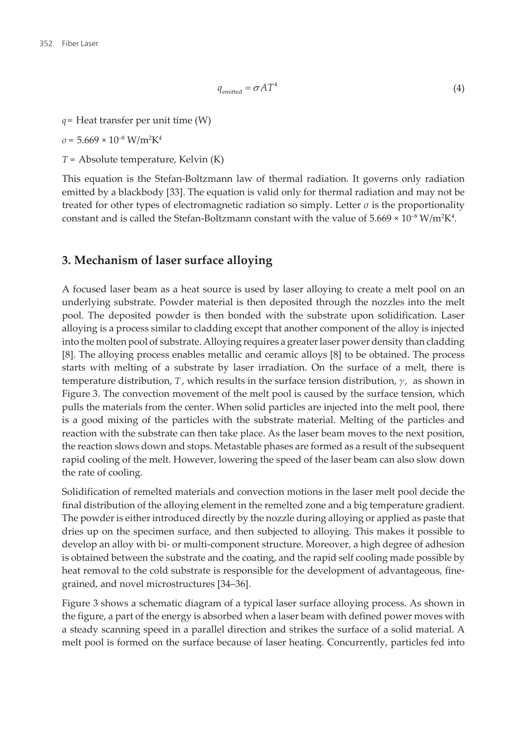$$q_{\text{emitted}} = \sigma A T^4 \tag{4}$$

$q$ = Heat transfer per unit time (W)

$\sigma = 5.669 \times 10^{-8}$ W/m$^2$K$^4$

$T$ = Absolute temperature, Kelvin (K)

This equation is the Stefan-Boltzmann law of thermal radiation. It governs only radiation emitted by a blackbody [33]. The equation is valid only for thermal radiation and may not be treated for other types of electromagnetic radiation so simply. Letter $\sigma$ is the proportionality constant and is called the Stefan-Boltzmann constant with the value of $5.669 \times 10^{-8}$ W/m$^2$K$^4$.

## 3. Mechanism of laser surface alloying

A focused laser beam as a heat source is used by laser alloying to create a melt pool on an underlying substrate. Powder material is then deposited through the nozzles into the melt pool. The deposited powder is then bonded with the substrate upon solidification. Laser alloying is a process similar to cladding except that another component of the alloy is injected into the molten pool of substrate. Alloying requires a greater laser power density than cladding [8]. The alloying process enables metallic and ceramic alloys [8] to be obtained. The process starts with melting of a substrate by laser irradiation. On the surface of a melt, there is temperature distribution, $T$, which results in the surface tension distribution, $\gamma$, as shown in Figure 3. The convection movement of the melt pool is caused by the surface tension, which pulls the materials from the center. When solid particles are injected into the melt pool, there is a good mixing of the particles with the substrate material. Melting of the particles and reaction with the substrate can then take place. As the laser beam moves to the next position, the reaction slows down and stops. Metastable phases are formed as a result of the subsequent rapid cooling of the melt. However, lowering the speed of the laser beam can also slow down the rate of cooling.

Solidification of remelted materials and convection motions in the laser melt pool decide the final distribution of the alloying element in the remelted zone and a big temperature gradient. The powder is either introduced directly by the nozzle during alloying or applied as paste that dries up on the specimen surface, and then subjected to alloying. This makes it possible to develop an alloy with bi- or multi-component structure. Moreover, a high degree of adhesion is obtained between the substrate and the coating, and the rapid self cooling made possible by heat removal to the cold substrate is responsible for the development of advantageous, fine-grained, and novel microstructures [34–36].

Figure 3 shows a schematic diagram of a typical laser surface alloying process. As shown in the figure, a part of the energy is absorbed when a laser beam with defined power moves with a steady scanning speed in a parallel direction and strikes the surface of a solid material. A melt pool is formed on the surface because of laser heating. Concurrently, particles fed into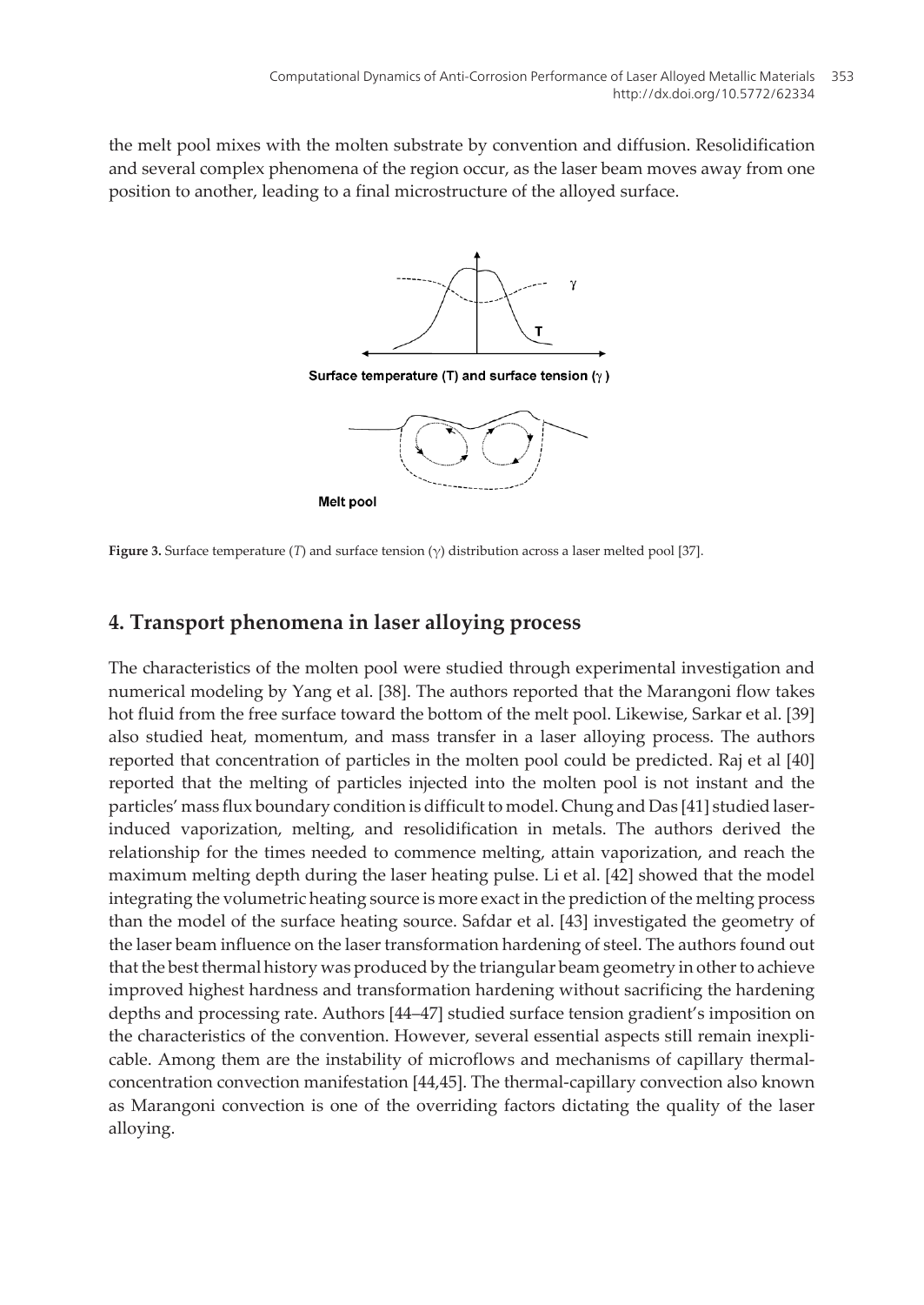the melt pool mixes with the molten substrate by convention and diffusion. Resolidification and several complex phenomena of the region occur, as the laser beam moves away from one position to another, leading to a final microstructure of the alloyed surface.

**Figure 3.** Surface temperature (*T*) and surface tension ($\gamma$) distribution across a laser melted pool [37].

## 4. Transport phenomena in laser alloying process

The characteristics of the molten pool were studied through experimental investigation and numerical modeling by Yang et al. [38]. The authors reported that the Marangoni flow takes hot fluid from the free surface toward the bottom of the melt pool. Likewise, Sarkar et al. [39] also studied heat, momentum, and mass transfer in a laser alloying process. The authors reported that concentration of particles in the molten pool could be predicted. Raj et al [40] reported that the melting of particles injected into the molten pool is not instant and the particles' mass flux boundary condition is difficult to model. Chung and Das [41] studied laser-induced vaporization, melting, and resolidification in metals. The authors derived the relationship for the times needed to commence melting, attain vaporization, and reach the maximum melting depth during the laser heating pulse. Li et al. [42] showed that the model integrating the volumetric heating source is more exact in the prediction of the melting process than the model of the surface heating source. Safdar et al. [43] investigated the geometry of the laser beam influence on the laser transformation hardening of steel. The authors found out that the best thermal history was produced by the triangular beam geometry in other to achieve improved highest hardness and transformation hardening without sacrificing the hardening depths and processing rate. Authors [44–47] studied surface tension gradient's imposition on the characteristics of the convention. However, several essential aspects still remain inexplicable. Among them are the instability of microflows and mechanisms of capillary thermal-concentration convection manifestation [44,45]. The thermal-capillary convection also known as Marangoni convection is one of the overriding factors dictating the quality of the laser alloying.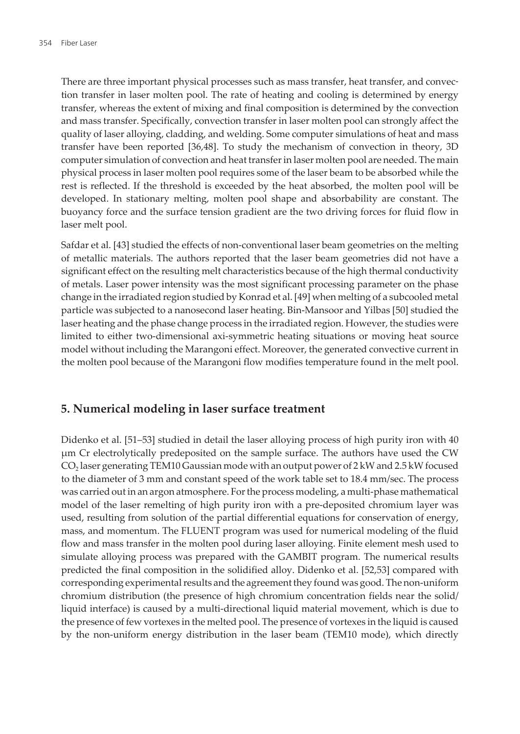There are three important physical processes such as mass transfer, heat transfer, and convection transfer in laser molten pool. The rate of heating and cooling is determined by energy transfer, whereas the extent of mixing and final composition is determined by the convection and mass transfer. Specifically, convection transfer in laser molten pool can strongly affect the quality of laser alloying, cladding, and welding. Some computer simulations of heat and mass transfer have been reported [36,48]. To study the mechanism of convection in theory, 3D computer simulation of convection and heat transfer in laser molten pool are needed. The main physical process in laser molten pool requires some of the laser beam to be absorbed while the rest is reflected. If the threshold is exceeded by the heat absorbed, the molten pool will be developed. In stationary melting, molten pool shape and absorbability are constant. The buoyancy force and the surface tension gradient are the two driving forces for fluid flow in laser melt pool.

Safdar et al. [43] studied the effects of non-conventional laser beam geometries on the melting of metallic materials. The authors reported that the laser beam geometries did not have a significant effect on the resulting melt characteristics because of the high thermal conductivity of metals. Laser power intensity was the most significant processing parameter on the phase change in the irradiated region studied by Konrad et al. [49] when melting of a subcooled metal particle was subjected to a nanosecond laser heating. Bin-Mansoor and Yilbas [50] studied the laser heating and the phase change process in the irradiated region. However, the studies were limited to either two-dimensional axi-symmetric heating situations or moving heat source model without including the Marangoni effect. Moreover, the generated convective current in the molten pool because of the Marangoni flow modifies temperature found in the melt pool.

## 5. Numerical modeling in laser surface treatment

Didenko et al. [51–53] studied in detail the laser alloying process of high purity iron with 40 μm Cr electrolytically predeposited on the sample surface. The authors have used the CW $CO_2$ laser generating TEM10 Gaussian mode with an output power of 2 kW and 2.5 kW focused to the diameter of 3 mm and constant speed of the work table set to 18.4 mm/sec. The process was carried out in an argon atmosphere. For the process modeling, a multi-phase mathematical model of the laser remelting of high purity iron with a pre-deposited chromium layer was used, resulting from solution of the partial differential equations for conservation of energy, mass, and momentum. The FLUENT program was used for numerical modeling of the fluid flow and mass transfer in the molten pool during laser alloying. Finite element mesh used to simulate alloying process was prepared with the GAMBIT program. The numerical results predicted the final composition in the solidified alloy. Didenko et al. [52,53] compared with corresponding experimental results and the agreement they found was good. The non-uniform chromium distribution (the presence of high chromium concentration fields near the solid/liquid interface) is caused by a multi-directional liquid material movement, which is due to the presence of few vortexes in the melted pool. The presence of vortexes in the liquid is caused by the non-uniform energy distribution in the laser beam (TEM10 mode), which directly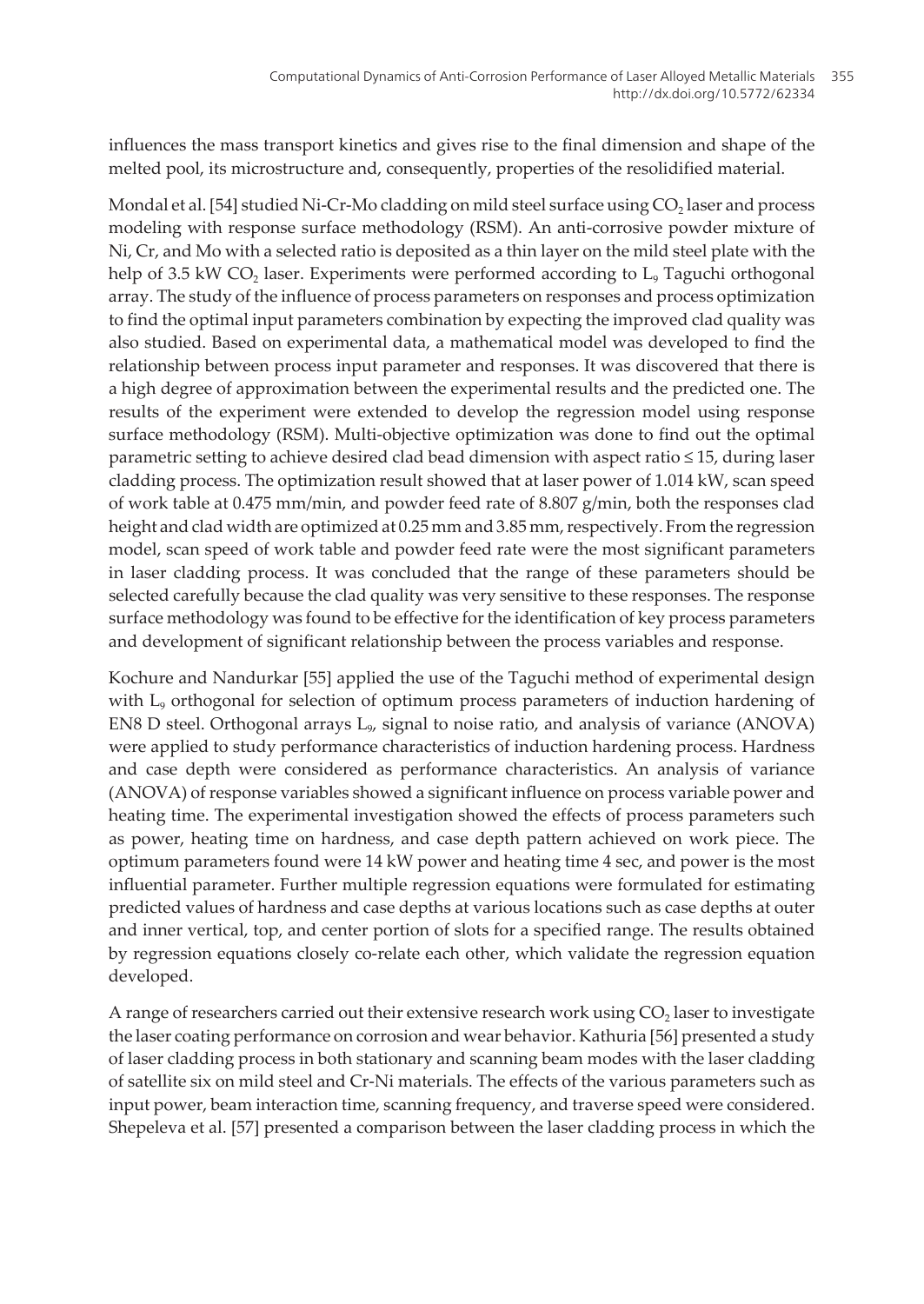influences the mass transport kinetics and gives rise to the final dimension and shape of the melted pool, its microstructure and, consequently, properties of the resolidified material.

Mondal et al. [54] studied Ni-Cr-Mo cladding on mild steel surface using $CO_2$ laser and process modeling with response surface methodology (RSM). An anti-corrosive powder mixture of Ni, Cr, and Mo with a selected ratio is deposited as a thin layer on the mild steel plate with the help of 3.5 kW $CO_2$ laser. Experiments were performed according to $L_9$ Taguchi orthogonal array. The study of the influence of process parameters on responses and process optimization to find the optimal input parameters combination by expecting the improved clad quality was also studied. Based on experimental data, a mathematical model was developed to find the relationship between process input parameter and responses. It was discovered that there is a high degree of approximation between the experimental results and the predicted one. The results of the experiment were extended to develop the regression model using response surface methodology (RSM). Multi-objective optimization was done to find out the optimal parametric setting to achieve desired clad bead dimension with aspect ratio ≤ 15, during laser cladding process. The optimization result showed that at laser power of 1.014 kW, scan speed of work table at 0.475 mm/min, and powder feed rate of 8.807 g/min, both the responses clad height and clad width are optimized at 0.25 mm and 3.85 mm, respectively. From the regression model, scan speed of work table and powder feed rate were the most significant parameters in laser cladding process. It was concluded that the range of these parameters should be selected carefully because the clad quality was very sensitive to these responses. The response surface methodology was found to be effective for the identification of key process parameters and development of significant relationship between the process variables and response.

Kochure and Nandurkar [55] applied the use of the Taguchi method of experimental design with $L_9$ orthogonal for selection of optimum process parameters of induction hardening of EN8 D steel. Orthogonal arrays $L_9$, signal to noise ratio, and analysis of variance (ANOVA) were applied to study performance characteristics of induction hardening process. Hardness and case depth were considered as performance characteristics. An analysis of variance (ANOVA) of response variables showed a significant influence on process variable power and heating time. The experimental investigation showed the effects of process parameters such as power, heating time on hardness, and case depth pattern achieved on work piece. The optimum parameters found were 14 kW power and heating time 4 sec, and power is the most influential parameter. Further multiple regression equations were formulated for estimating predicted values of hardness and case depths at various locations such as case depths at outer and inner vertical, top, and center portion of slots for a specified range. The results obtained by regression equations closely co-relate each other, which validate the regression equation developed.

A range of researchers carried out their extensive research work using $CO_2$ laser to investigate the laser coating performance on corrosion and wear behavior. Kathuria [56] presented a study of laser cladding process in both stationary and scanning beam modes with the laser cladding of satellite six on mild steel and Cr-Ni materials. The effects of the various parameters such as input power, beam interaction time, scanning frequency, and traverse speed were considered. Shepeleva et al. [57] presented a comparison between the laser cladding process in which the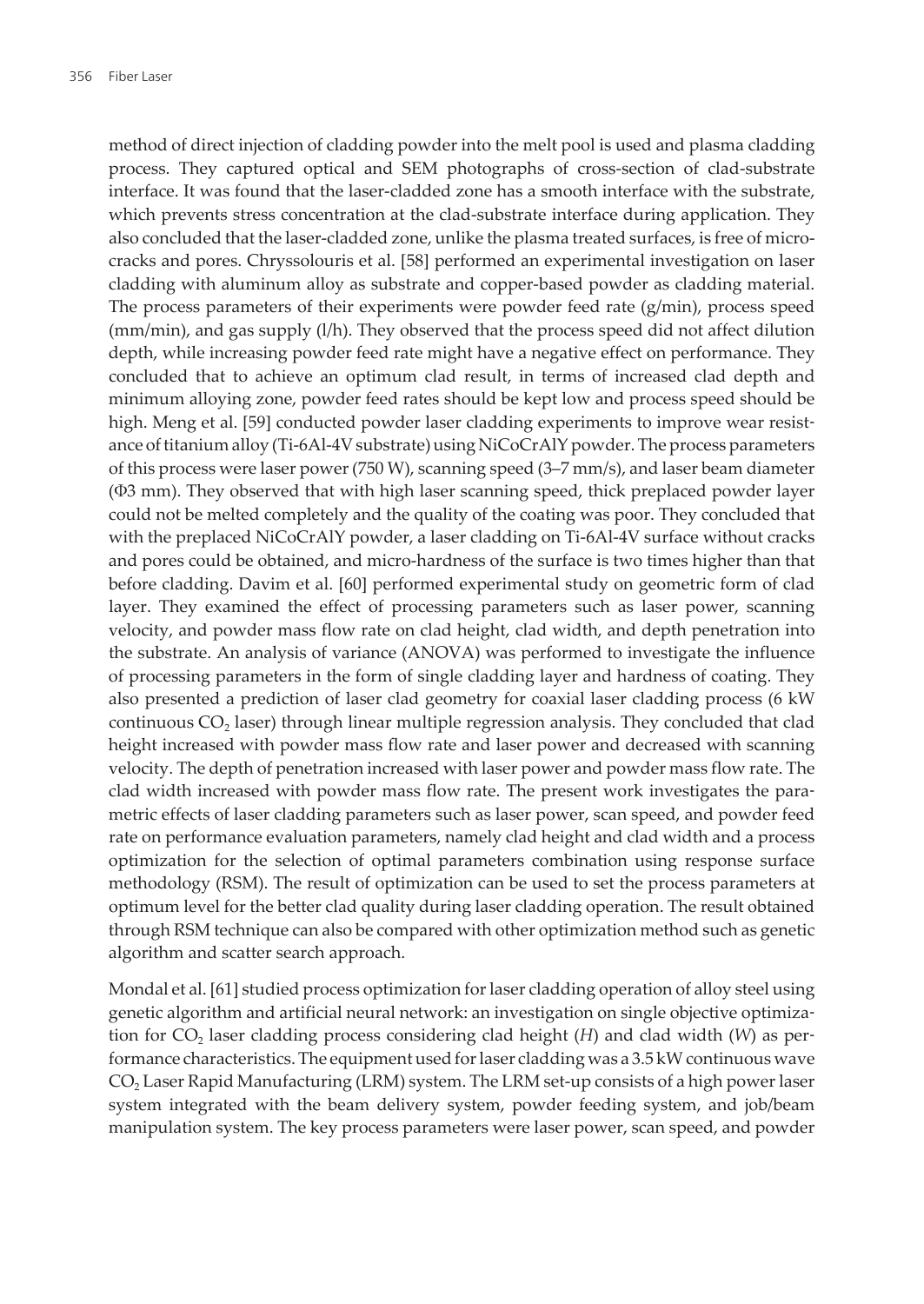method of direct injection of cladding powder into the melt pool is used and plasma cladding process. They captured optical and SEM photographs of cross-section of clad-substrate interface. It was found that the laser-cladded zone has a smooth interface with the substrate, which prevents stress concentration at the clad-substrate interface during application. They also concluded that the laser-cladded zone, unlike the plasma treated surfaces, is free of micro-cracks and pores. Chryssolouris et al. [58] performed an experimental investigation on laser cladding with aluminum alloy as substrate and copper-based powder as cladding material. The process parameters of their experiments were powder feed rate (g/min), process speed (mm/min), and gas supply (l/h). They observed that the process speed did not affect dilution depth, while increasing powder feed rate might have a negative effect on performance. They concluded that to achieve an optimum clad result, in terms of increased clad depth and minimum alloying zone, powder feed rates should be kept low and process speed should be high. Meng et al. [59] conducted powder laser cladding experiments to improve wear resistance of titanium alloy (Ti-6Al-4V substrate) using NiCoCrAlY powder. The process parameters of this process were laser power (750 W), scanning speed (3–7 mm/s), and laser beam diameter (Φ3 mm). They observed that with high laser scanning speed, thick preplaced powder layer could not be melted completely and the quality of the coating was poor. They concluded that with the preplaced NiCoCrAlY powder, a laser cladding on Ti-6Al-4V surface without cracks and pores could be obtained, and micro-hardness of the surface is two times higher than that before cladding. Davim et al. [60] performed experimental study on geometric form of clad layer. They examined the effect of processing parameters such as laser power, scanning velocity, and powder mass flow rate on clad height, clad width, and depth penetration into the substrate. An analysis of variance (ANOVA) was performed to investigate the influence of processing parameters in the form of single cladding layer and hardness of coating. They also presented a prediction of laser clad geometry for coaxial laser cladding process (6 kW continuous $CO_2$ laser) through linear multiple regression analysis. They concluded that clad height increased with powder mass flow rate and laser power and decreased with scanning velocity. The depth of penetration increased with laser power and powder mass flow rate. The clad width increased with powder mass flow rate. The present work investigates the parametric effects of laser cladding parameters such as laser power, scan speed, and powder feed rate on performance evaluation parameters, namely clad height and clad width and a process optimization for the selection of optimal parameters combination using response surface methodology (RSM). The result of optimization can be used to set the process parameters at optimum level for the better clad quality during laser cladding operation. The result obtained through RSM technique can also be compared with other optimization method such as genetic algorithm and scatter search approach.

Mondal et al. [61] studied process optimization for laser cladding operation of alloy steel using genetic algorithm and artificial neural network: an investigation on single objective optimization for $CO_2$ laser cladding process considering clad height ($H$) and clad width ($W$) as performance characteristics. The equipment used for laser cladding was a 3.5 kW continuous wave $CO_2$ Laser Rapid Manufacturing (LRM) system. The LRM set-up consists of a high power laser system integrated with the beam delivery system, powder feeding system, and job/beam manipulation system. The key process parameters were laser power, scan speed, and powder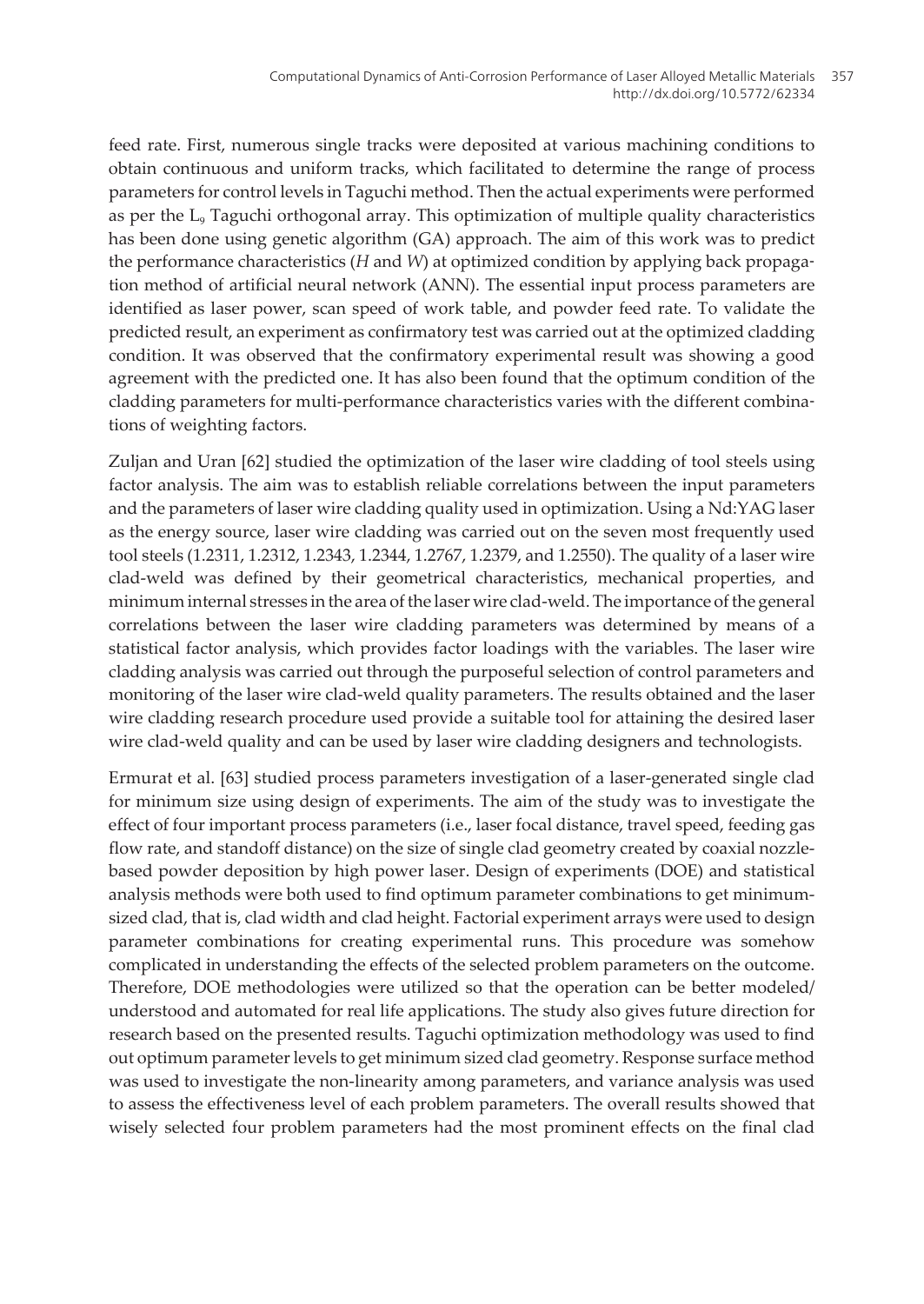feed rate. First, numerous single tracks were deposited at various machining conditions to obtain continuous and uniform tracks, which facilitated to determine the range of process parameters for control levels in Taguchi method. Then the actual experiments were performed as per the $L_9$ Taguchi orthogonal array. This optimization of multiple quality characteristics has been done using genetic algorithm (GA) approach. The aim of this work was to predict the performance characteristics ($H$ and $W$) at optimized condition by applying back propagation method of artificial neural network (ANN). The essential input process parameters are identified as laser power, scan speed of work table, and powder feed rate. To validate the predicted result, an experiment as confirmatory test was carried out at the optimized cladding condition. It was observed that the confirmatory experimental result was showing a good agreement with the predicted one. It has also been found that the optimum condition of the cladding parameters for multi-performance characteristics varies with the different combinations of weighting factors.

Zuljan and Uran [62] studied the optimization of the laser wire cladding of tool steels using factor analysis. The aim was to establish reliable correlations between the input parameters and the parameters of laser wire cladding quality used in optimization. Using a Nd:YAG laser as the energy source, laser wire cladding was carried out on the seven most frequently used tool steels (1.2311, 1.2312, 1.2343, 1.2344, 1.2767, 1.2379, and 1.2550). The quality of a laser wire clad-weld was defined by their geometrical characteristics, mechanical properties, and minimum internal stresses in the area of the laser wire clad-weld. The importance of the general correlations between the laser wire cladding parameters was determined by means of a statistical factor analysis, which provides factor loadings with the variables. The laser wire cladding analysis was carried out through the purposeful selection of control parameters and monitoring of the laser wire clad-weld quality parameters. The results obtained and the laser wire cladding research procedure used provide a suitable tool for attaining the desired laser wire clad-weld quality and can be used by laser wire cladding designers and technologists.

Ermurat et al. [63] studied process parameters investigation of a laser-generated single clad for minimum size using design of experiments. The aim of the study was to investigate the effect of four important process parameters (i.e., laser focal distance, travel speed, feeding gas flow rate, and standoff distance) on the size of single clad geometry created by coaxial nozzle-based powder deposition by high power laser. Design of experiments (DOE) and statistical analysis methods were both used to find optimum parameter combinations to get minimum-sized clad, that is, clad width and clad height. Factorial experiment arrays were used to design parameter combinations for creating experimental runs. This procedure was somehow complicated in understanding the effects of the selected problem parameters on the outcome. Therefore, DOE methodologies were utilized so that the operation can be better modeled/understood and automated for real life applications. The study also gives future direction for research based on the presented results. Taguchi optimization methodology was used to find out optimum parameter levels to get minimum sized clad geometry. Response surface method was used to investigate the non-linearity among parameters, and variance analysis was used to assess the effectiveness level of each problem parameters. The overall results showed that wisely selected four problem parameters had the most prominent effects on the final clad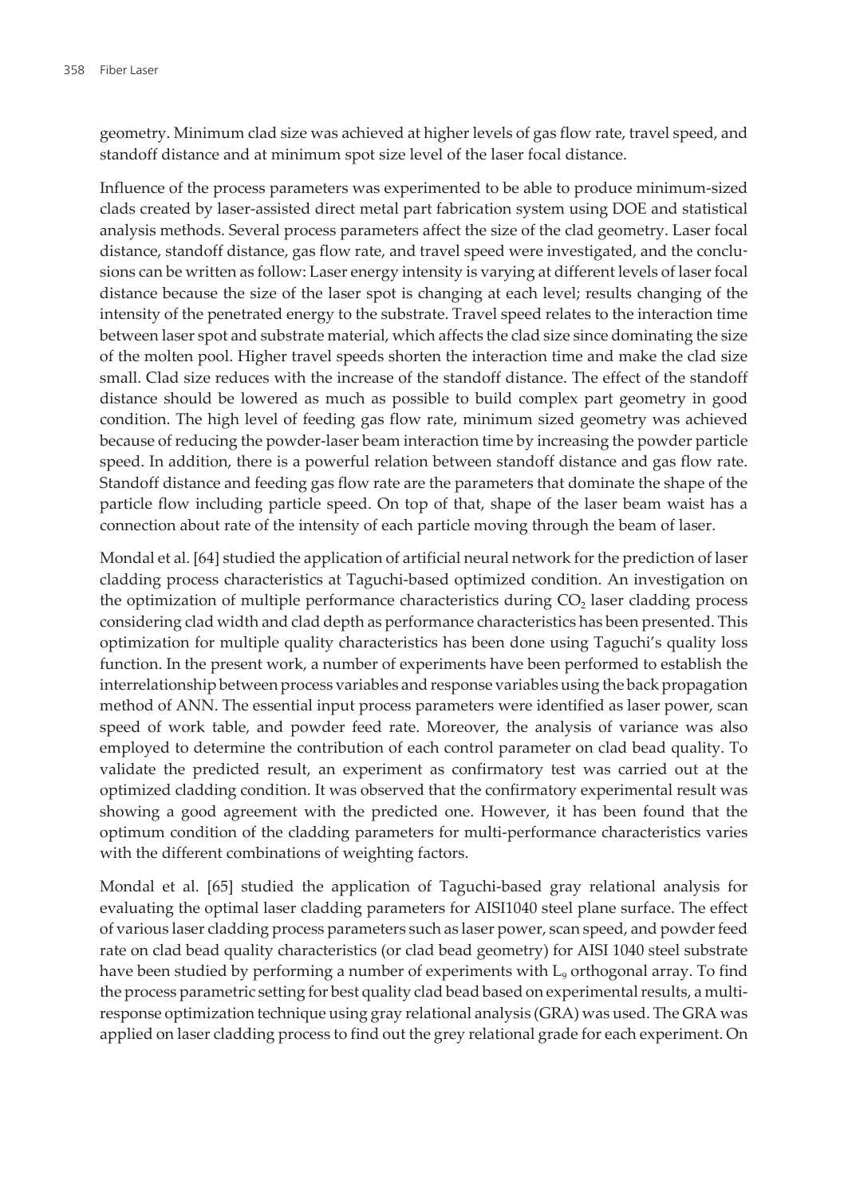geometry. Minimum clad size was achieved at higher levels of gas flow rate, travel speed, and standoff distance and at minimum spot size level of the laser focal distance.

Influence of the process parameters was experimented to be able to produce minimum-sized clads created by laser-assisted direct metal part fabrication system using DOE and statistical analysis methods. Several process parameters affect the size of the clad geometry. Laser focal distance, standoff distance, gas flow rate, and travel speed were investigated, and the conclusions can be written as follow: Laser energy intensity is varying at different levels of laser focal distance because the size of the laser spot is changing at each level; results changing of the intensity of the penetrated energy to the substrate. Travel speed relates to the interaction time between laser spot and substrate material, which affects the clad size since dominating the size of the molten pool. Higher travel speeds shorten the interaction time and make the clad size small. Clad size reduces with the increase of the standoff distance. The effect of the standoff distance should be lowered as much as possible to build complex part geometry in good condition. The high level of feeding gas flow rate, minimum sized geometry was achieved because of reducing the powder-laser beam interaction time by increasing the powder particle speed. In addition, there is a powerful relation between standoff distance and gas flow rate. Standoff distance and feeding gas flow rate are the parameters that dominate the shape of the particle flow including particle speed. On top of that, shape of the laser beam waist has a connection about rate of the intensity of each particle moving through the beam of laser.

Mondal et al. [64] studied the application of artificial neural network for the prediction of laser cladding process characteristics at Taguchi-based optimized condition. An investigation on the optimization of multiple performance characteristics during $CO_2$ laser cladding process considering clad width and clad depth as performance characteristics has been presented. This optimization for multiple quality characteristics has been done using Taguchi's quality loss function. In the present work, a number of experiments have been performed to establish the interrelationship between process variables and response variables using the back propagation method of ANN. The essential input process parameters were identified as laser power, scan speed of work table, and powder feed rate. Moreover, the analysis of variance was also employed to determine the contribution of each control parameter on clad bead quality. To validate the predicted result, an experiment as confirmatory test was carried out at the optimized cladding condition. It was observed that the confirmatory experimental result was showing a good agreement with the predicted one. However, it has been found that the optimum condition of the cladding parameters for multi-performance characteristics varies with the different combinations of weighting factors.

Mondal et al. [65] studied the application of Taguchi-based gray relational analysis for evaluating the optimal laser cladding parameters for AISI1040 steel plane surface. The effect of various laser cladding process parameters such as laser power, scan speed, and powder feed rate on clad bead quality characteristics (or clad bead geometry) for AISI 1040 steel substrate have been studied by performing a number of experiments with $L_9$ orthogonal array. To find the process parametric setting for best quality clad bead based on experimental results, a multi-response optimization technique using gray relational analysis (GRA) was used. The GRA was applied on laser cladding process to find out the grey relational grade for each experiment. On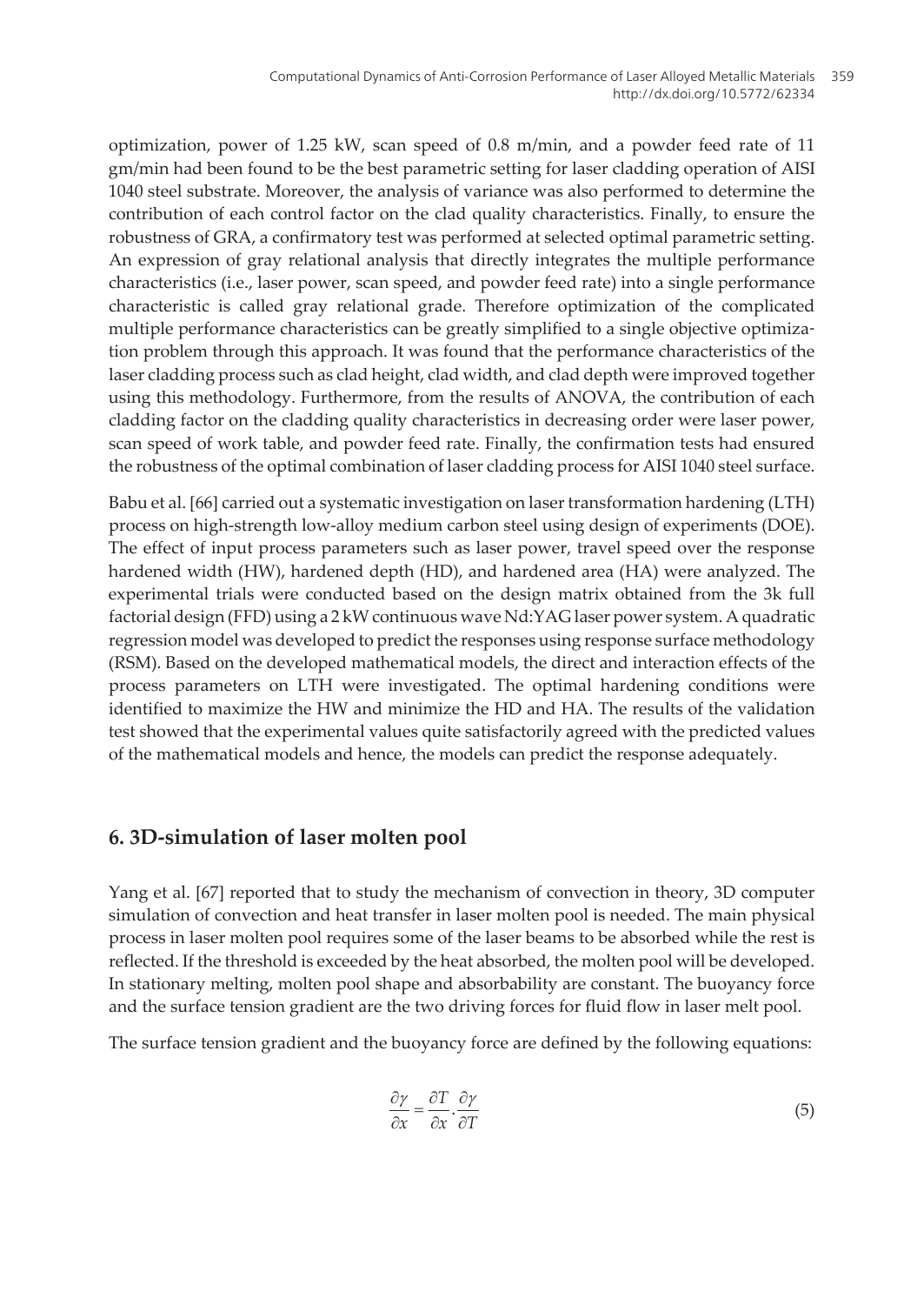optimization, power of 1.25 kW, scan speed of 0.8 m/min, and a powder feed rate of 11 gm/min had been found to be the best parametric setting for laser cladding operation of AISI 1040 steel substrate. Moreover, the analysis of variance was also performed to determine the contribution of each control factor on the clad quality characteristics. Finally, to ensure the robustness of GRA, a confirmatory test was performed at selected optimal parametric setting. An expression of gray relational analysis that directly integrates the multiple performance characteristics (i.e., laser power, scan speed, and powder feed rate) into a single performance characteristic is called gray relational grade. Therefore optimization of the complicated multiple performance characteristics can be greatly simplified to a single objective optimization problem through this approach. It was found that the performance characteristics of the laser cladding process such as clad height, clad width, and clad depth were improved together using this methodology. Furthermore, from the results of ANOVA, the contribution of each cladding factor on the cladding quality characteristics in decreasing order were laser power, scan speed of work table, and powder feed rate. Finally, the confirmation tests had ensured the robustness of the optimal combination of laser cladding process for AISI 1040 steel surface.

Babu et al. [66] carried out a systematic investigation on laser transformation hardening (LTH) process on high-strength low-alloy medium carbon steel using design of experiments (DOE). The effect of input process parameters such as laser power, travel speed over the response hardened width (HW), hardened depth (HD), and hardened area (HA) were analyzed. The experimental trials were conducted based on the design matrix obtained from the 3k full factorial design (FFD) using a 2 kW continuous wave Nd:YAG laser power system. A quadratic regression model was developed to predict the responses using response surface methodology (RSM). Based on the developed mathematical models, the direct and interaction effects of the process parameters on LTH were investigated. The optimal hardening conditions were identified to maximize the HW and minimize the HD and HA. The results of the validation test showed that the experimental values quite satisfactorily agreed with the predicted values of the mathematical models and hence, the models can predict the response adequately.

## 6. 3D-simulation of laser molten pool

Yang et al. [67] reported that to study the mechanism of convection in theory, 3D computer simulation of convection and heat transfer in laser molten pool is needed. The main physical process in laser molten pool requires some of the laser beams to be absorbed while the rest is reflected. If the threshold is exceeded by the heat absorbed, the molten pool will be developed. In stationary melting, molten pool shape and absorbability are constant. The buoyancy force and the surface tension gradient are the two driving forces for fluid flow in laser melt pool.

The surface tension gradient and the buoyancy force are defined by the following equations:

$$\frac{\partial \gamma}{\partial x} = \frac{\partial T}{\partial x} \cdot \frac{\partial \gamma}{\partial T} \tag{5}$$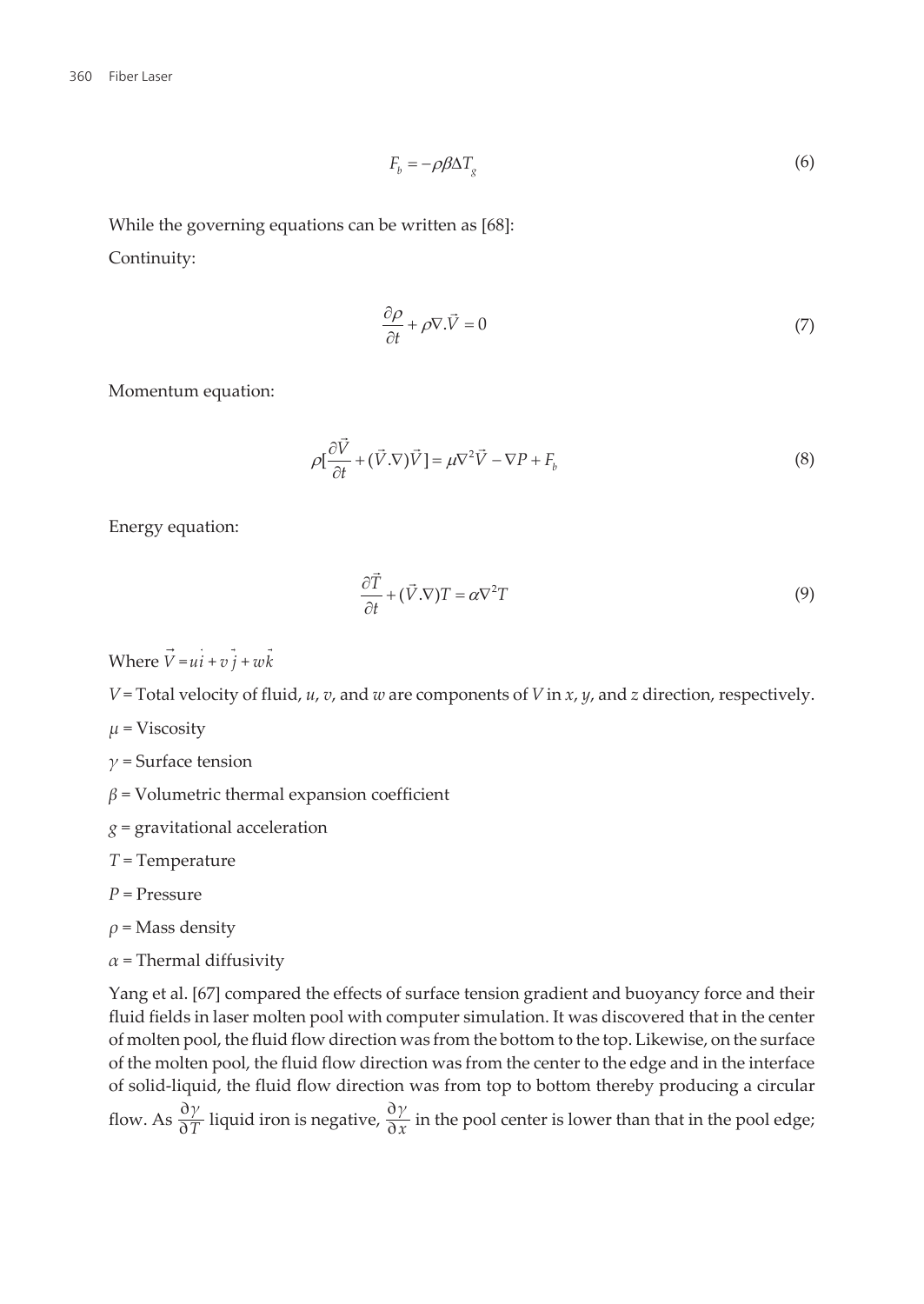$$F_b = -\rho\beta\Delta T_g \tag{6}$$

While the governing equations can be written as [68]:

Continuity:

$$\frac{\partial \rho}{\partial t} + \rho \nabla . \vec{V} = 0 \tag{7}$$

Momentum equation:

$$\rho[\frac{\partial \vec{V}}{\partial t} + (\vec{V}.\nabla)\vec{V}] = \mu \nabla^2 \vec{V} - \nabla P + F_b \tag{8}$$

Energy equation:

$$\frac{\partial \vec{T}}{\partial t} + (\vec{V}.\nabla)T = \alpha \nabla^2 T \tag{9}$$

Where $\vec{V} = u\vec{i} + v\vec{j} + w\vec{k}$

$V$ = Total velocity of fluid, $u$, $v$, and $w$ are components of $V$ in $x$, $y$, and $z$ direction, respectively.

$\mu$ = Viscosity

$\gamma$ = Surface tension

$\beta$ = Volumetric thermal expansion coefficient

$g$ = gravitational acceleration

$T$ = Temperature

$P$ = Pressure

$\rho$ = Mass density

$\alpha$ = Thermal diffusivity

Yang et al. [67] compared the effects of surface tension gradient and buoyancy force and their fluid fields in laser molten pool with computer simulation. It was discovered that in the center of molten pool, the fluid flow direction was from the bottom to the top. Likewise, on the surface of the molten pool, the fluid flow direction was from the center to the edge and in the interface of solid-liquid, the fluid flow direction was from top to bottom thereby producing a circular flow. As $\frac{\partial \gamma}{\partial T}$ liquid iron is negative, $\frac{\partial \gamma}{\partial x}$ in the pool center is lower than that in the pool edge;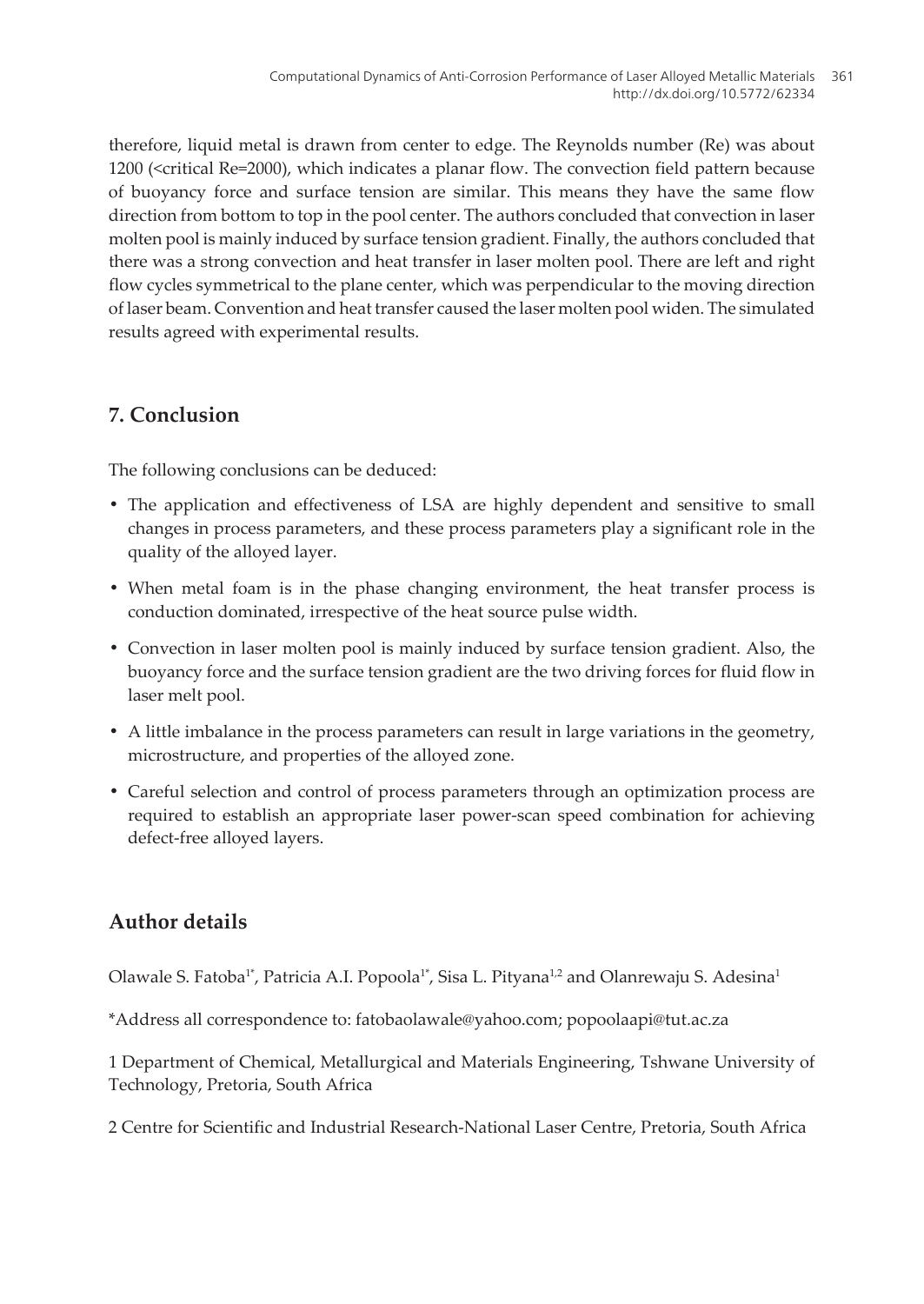therefore, liquid metal is drawn from center to edge. The Reynolds number (Re) was about 1200 (<critical Re=2000), which indicates a planar flow. The convection field pattern because of buoyancy force and surface tension are similar. This means they have the same flow direction from bottom to top in the pool center. The authors concluded that convection in laser molten pool is mainly induced by surface tension gradient. Finally, the authors concluded that there was a strong convection and heat transfer in laser molten pool. There are left and right flow cycles symmetrical to the plane center, which was perpendicular to the moving direction of laser beam. Convention and heat transfer caused the laser molten pool widen. The simulated results agreed with experimental results.

## 7. Conclusion

The following conclusions can be deduced:

- The application and effectiveness of LSA are highly dependent and sensitive to small changes in process parameters, and these process parameters play a significant role in the quality of the alloyed layer.
- When metal foam is in the phase changing environment, the heat transfer process is conduction dominated, irrespective of the heat source pulse width.
- Convection in laser molten pool is mainly induced by surface tension gradient. Also, the buoyancy force and the surface tension gradient are the two driving forces for fluid flow in laser melt pool.
- A little imbalance in the process parameters can result in large variations in the geometry, microstructure, and properties of the alloyed zone.
- Careful selection and control of process parameters through an optimization process are required to establish an appropriate laser power-scan speed combination for achieving defect-free alloyed layers.

## Author details

Olawale S. Fatoba[1*], Patricia A.I. Popoola[1*], Sisa L. Pityana[1,2] and Olanrewaju S. Adesina[1]

*Address all correspondence to: fatobaolawale@yahoo.com; popoolaapi@tut.ac.za

1 Department of Chemical, Metallurgical and Materials Engineering, Tshwane University of Technology, Pretoria, South Africa

2 Centre for Scientific and Industrial Research-National Laser Centre, Pretoria, South Africa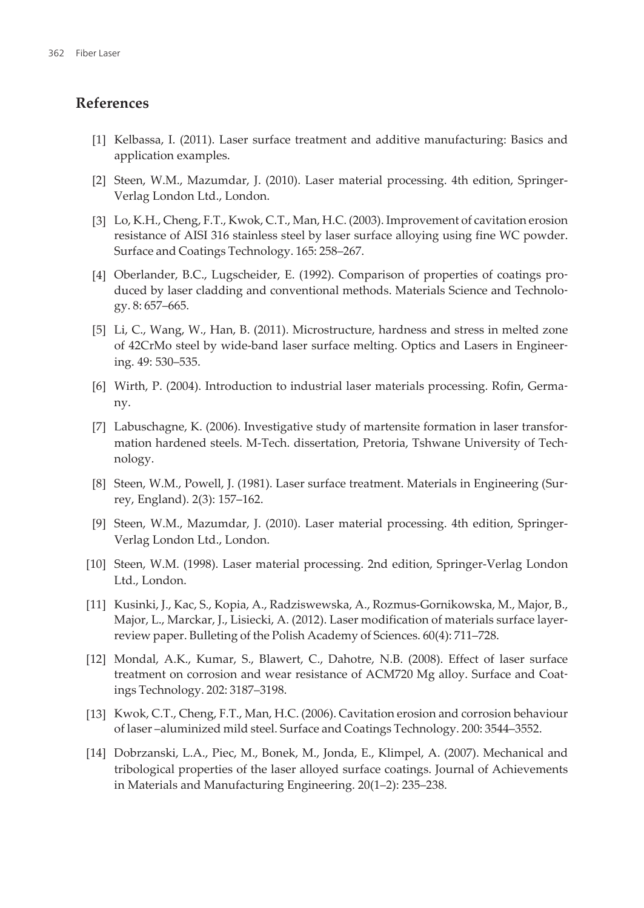## References

[1] Kelbassa, I. (2011). Laser surface treatment and additive manufacturing: Basics and application examples.

[2] Steen, W.M., Mazumdar, J. (2010). Laser material processing. 4th edition, Springer-Verlag London Ltd., London.

[3] Lo, K.H., Cheng, F.T., Kwok, C.T., Man, H.C. (2003). Improvement of cavitation erosion resistance of AISI 316 stainless steel by laser surface alloying using fine WC powder. Surface and Coatings Technology. 165: 258–267.

[4] Oberlander, B.C., Lugscheider, E. (1992). Comparison of properties of coatings produced by laser cladding and conventional methods. Materials Science and Technology. 8: 657–665.

[5] Li, C., Wang, W., Han, B. (2011). Microstructure, hardness and stress in melted zone of 42CrMo steel by wide-band laser surface melting. Optics and Lasers in Engineering. 49: 530–535.

[6] Wirth, P. (2004). Introduction to industrial laser materials processing. Rofin, Germany.

[7] Labuschagne, K. (2006). Investigative study of martensite formation in laser transformation hardened steels. M-Tech. dissertation, Pretoria, Tshwane University of Technology.

[8] Steen, W.M., Powell, J. (1981). Laser surface treatment. Materials in Engineering (Surrey, England). 2(3): 157–162.

[9] Steen, W.M., Mazumdar, J. (2010). Laser material processing. 4th edition, Springer-Verlag London Ltd., London.

[10] Steen, W.M. (1998). Laser material processing. 2nd edition, Springer-Verlag London Ltd., London.

[11] Kusinki, J., Kac, S., Kopia, A., Radziswewska, A., Rozmus-Gornikowska, M., Major, B., Major, L., Marckar, J., Lisiecki, A. (2012). Laser modification of materials surface layer-review paper. Bulleting of the Polish Academy of Sciences. 60(4): 711–728.

[12] Mondal, A.K., Kumar, S., Blawert, C., Dahotre, N.B. (2008). Effect of laser surface treatment on corrosion and wear resistance of ACM720 Mg alloy. Surface and Coatings Technology. 202: 3187–3198.

[13] Kwok, C.T., Cheng, F.T., Man, H.C. (2006). Cavitation erosion and corrosion behaviour of laser –aluminized mild steel. Surface and Coatings Technology. 200: 3544–3552.

[14] Dobrzanski, L.A., Piec, M., Bonek, M., Jonda, E., Klimpel, A. (2007). Mechanical and tribological properties of the laser alloyed surface coatings. Journal of Achievements in Materials and Manufacturing Engineering. 20(1–2): 235–238.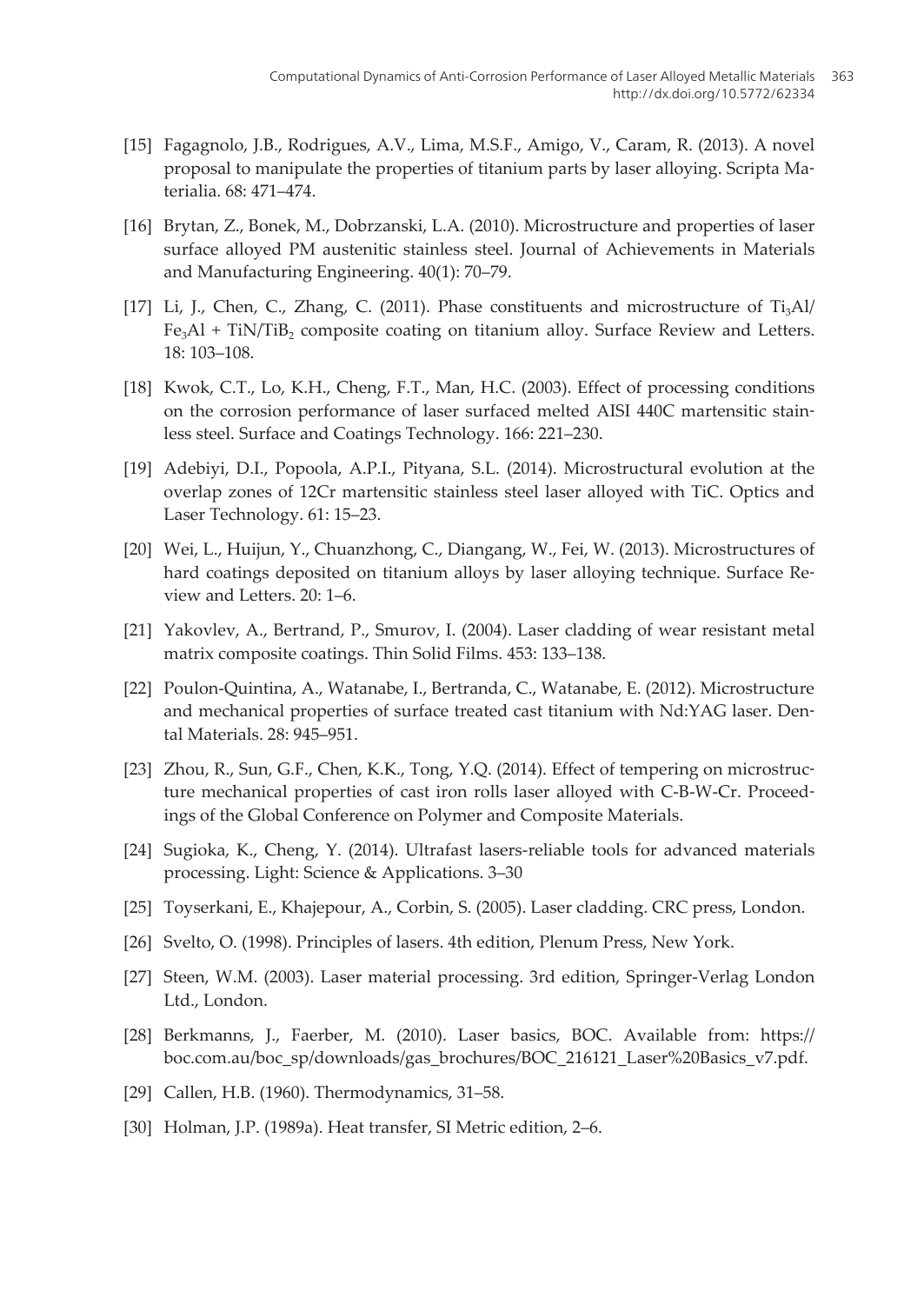[15] Fagagnolo, J.B., Rodrigues, A.V., Lima, M.S.F., Amigo, V., Caram, R. (2013). A novel proposal to manipulate the properties of titanium parts by laser alloying. Scripta Materialia. 68: 471–474.

[16] Brytan, Z., Bonek, M., Dobrzanski, L.A. (2010). Microstructure and properties of laser surface alloyed PM austenitic stainless steel. Journal of Achievements in Materials and Manufacturing Engineering. 40(1): 70–79.

[17] Li, J., Chen, C., Zhang, C. (2011). Phase constituents and microstructure of $Ti_3Al$/$Fe_3Al$ + TiN/$TiB_2$ composite coating on titanium alloy. Surface Review and Letters. 18: 103–108.

[18] Kwok, C.T., Lo, K.H., Cheng, F.T., Man, H.C. (2003). Effect of processing conditions on the corrosion performance of laser surfaced melted AISI 440C martensitic stainless steel. Surface and Coatings Technology. 166: 221–230.

[19] Adebiyi, D.I., Popoola, A.P.I., Pityana, S.L. (2014). Microstructural evolution at the overlap zones of 12Cr martensitic stainless steel laser alloyed with TiC. Optics and Laser Technology. 61: 15–23.

[20] Wei, L., Huijun, Y., Chuanzhong, C., Diangang, W., Fei, W. (2013). Microstructures of hard coatings deposited on titanium alloys by laser alloying technique. Surface Review and Letters. 20: 1–6.

[21] Yakovlev, A., Bertrand, P., Smurov, I. (2004). Laser cladding of wear resistant metal matrix composite coatings. Thin Solid Films. 453: 133–138.

[22] Poulon-Quintina, A., Watanabe, I., Bertranda, C., Watanabe, E. (2012). Microstructure and mechanical properties of surface treated cast titanium with Nd:YAG laser. Dental Materials. 28: 945–951.

[23] Zhou, R., Sun, G.F., Chen, K.K., Tong, Y.Q. (2014). Effect of tempering on microstructure mechanical properties of cast iron rolls laser alloyed with C-B-W-Cr. Proceedings of the Global Conference on Polymer and Composite Materials.

[24] Sugioka, K., Cheng, Y. (2014). Ultrafast lasers-reliable tools for advanced materials processing. Light: Science & Applications. 3–30

[25] Toyserkani, E., Khajepour, A., Corbin, S. (2005). Laser cladding. CRC press, London.

[26] Svelto, O. (1998). Principles of lasers. 4th edition, Plenum Press, New York.

[27] Steen, W.M. (2003). Laser material processing. 3rd edition, Springer-Verlag London Ltd., London.

[28] Berkmanns, J., Faerber, M. (2010). Laser basics, BOC. Available from: https://boc.com.au/boc_sp/downloads/gas_brochures/BOC_216121_Laser%20Basics_v7.pdf.

[29] Callen, H.B. (1960). Thermodynamics, 31–58.

[30] Holman, J.P. (1989a). Heat transfer, SI Metric edition, 2–6.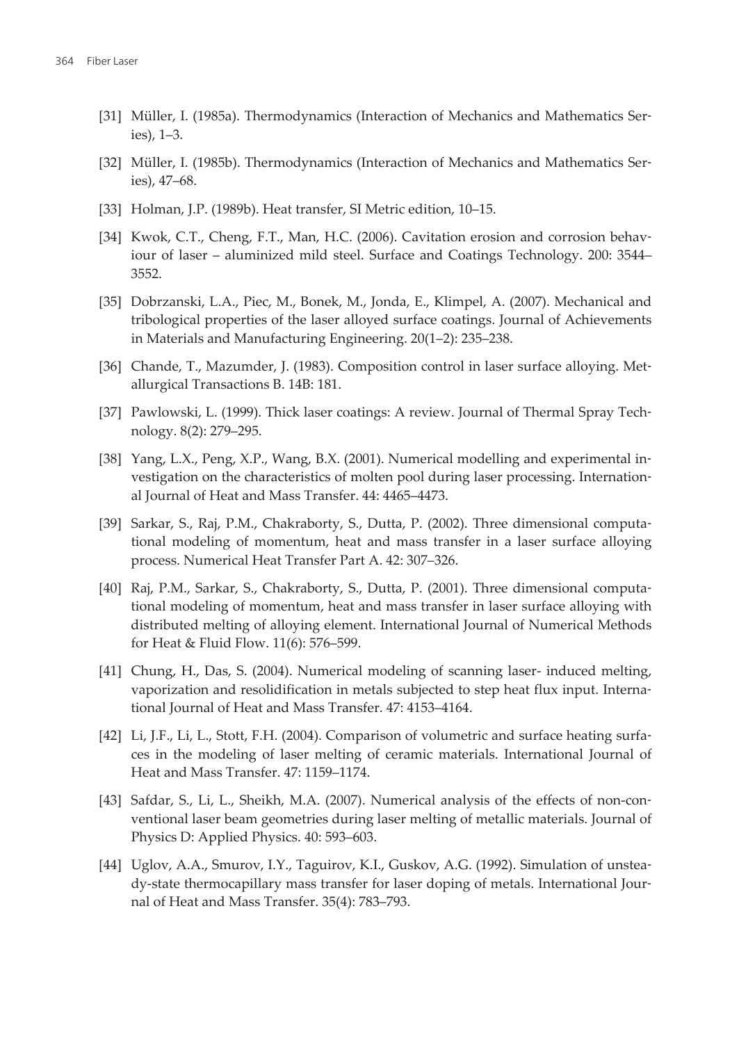[31] Müller, I. (1985a). Thermodynamics (Interaction of Mechanics and Mathematics Series), 1–3.

[32] Müller, I. (1985b). Thermodynamics (Interaction of Mechanics and Mathematics Series), 47–68.

[33] Holman, J.P. (1989b). Heat transfer, SI Metric edition, 10–15.

[34] Kwok, C.T., Cheng, F.T., Man, H.C. (2006). Cavitation erosion and corrosion behaviour of laser – aluminized mild steel. Surface and Coatings Technology. 200: 3544–3552.

[35] Dobrzanski, L.A., Piec, M., Bonek, M., Jonda, E., Klimpel, A. (2007). Mechanical and tribological properties of the laser alloyed surface coatings. Journal of Achievements in Materials and Manufacturing Engineering. 20(1–2): 235–238.

[36] Chande, T., Mazumder, J. (1983). Composition control in laser surface alloying. Metallurgical Transactions B. 14B: 181.

[37] Pawlowski, L. (1999). Thick laser coatings: A review. Journal of Thermal Spray Technology. 8(2): 279–295.

[38] Yang, L.X., Peng, X.P., Wang, B.X. (2001). Numerical modelling and experimental investigation on the characteristics of molten pool during laser processing. International Journal of Heat and Mass Transfer. 44: 4465–4473.

[39] Sarkar, S., Raj, P.M., Chakraborty, S., Dutta, P. (2002). Three dimensional computational modeling of momentum, heat and mass transfer in a laser surface alloying process. Numerical Heat Transfer Part A. 42: 307–326.

[40] Raj, P.M., Sarkar, S., Chakraborty, S., Dutta, P. (2001). Three dimensional computational modeling of momentum, heat and mass transfer in laser surface alloying with distributed melting of alloying element. International Journal of Numerical Methods for Heat & Fluid Flow. 11(6): 576–599.

[41] Chung, H., Das, S. (2004). Numerical modeling of scanning laser- induced melting, vaporization and resolidification in metals subjected to step heat flux input. International Journal of Heat and Mass Transfer. 47: 4153–4164.

[42] Li, J.F., Li, L., Stott, F.H. (2004). Comparison of volumetric and surface heating surfaces in the modeling of laser melting of ceramic materials. International Journal of Heat and Mass Transfer. 47: 1159–1174.

[43] Safdar, S., Li, L., Sheikh, M.A. (2007). Numerical analysis of the effects of non-conventional laser beam geometries during laser melting of metallic materials. Journal of Physics D: Applied Physics. 40: 593–603.

[44] Uglov, A.A., Smurov, I.Y., Taguirov, K.I., Guskov, A.G. (1992). Simulation of unsteady-state thermocapillary mass transfer for laser doping of metals. International Journal of Heat and Mass Transfer. 35(4): 783–793.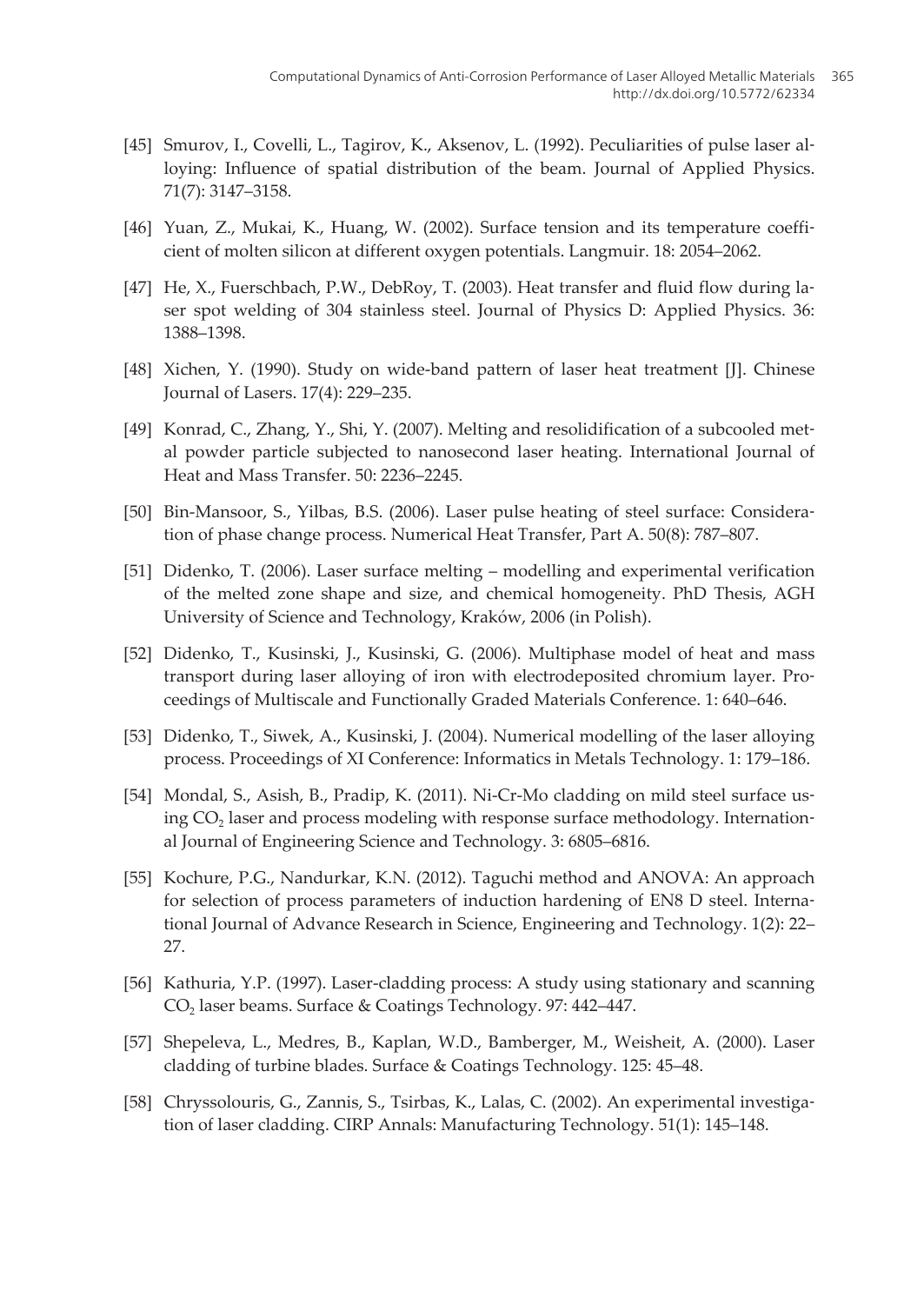[45] Smurov, I., Covelli, L., Tagirov, K., Aksenov, L. (1992). Peculiarities of pulse laser alloying: Influence of spatial distribution of the beam. Journal of Applied Physics. 71(7): 3147–3158.

[46] Yuan, Z., Mukai, K., Huang, W. (2002). Surface tension and its temperature coefficient of molten silicon at different oxygen potentials. Langmuir. 18: 2054–2062.

[47] He, X., Fuerschbach, P.W., DebRoy, T. (2003). Heat transfer and fluid flow during laser spot welding of 304 stainless steel. Journal of Physics D: Applied Physics. 36: 1388–1398.

[48] Xichen, Y. (1990). Study on wide-band pattern of laser heat treatment [J]. Chinese Journal of Lasers. 17(4): 229–235.

[49] Konrad, C., Zhang, Y., Shi, Y. (2007). Melting and resolidification of a subcooled metal powder particle subjected to nanosecond laser heating. International Journal of Heat and Mass Transfer. 50: 2236–2245.

[50] Bin-Mansoor, S., Yilbas, B.S. (2006). Laser pulse heating of steel surface: Consideration of phase change process. Numerical Heat Transfer, Part A. 50(8): 787–807.

[51] Didenko, T. (2006). Laser surface melting – modelling and experimental verification of the melted zone shape and size, and chemical homogeneity. PhD Thesis, AGH University of Science and Technology, Kraków, 2006 (in Polish).

[52] Didenko, T., Kusinski, J., Kusinski, G. (2006). Multiphase model of heat and mass transport during laser alloying of iron with electrodeposited chromium layer. Proceedings of Multiscale and Functionally Graded Materials Conference. 1: 640–646.

[53] Didenko, T., Siwek, A., Kusinski, J. (2004). Numerical modelling of the laser alloying process. Proceedings of XI Conference: Informatics in Metals Technology. 1: 179–186.

[54] Mondal, S., Asish, B., Pradip, K. (2011). Ni-Cr-Mo cladding on mild steel surface using $CO_2$ laser and process modeling with response surface methodology. International Journal of Engineering Science and Technology. 3: 6805–6816.

[55] Kochure, P.G., Nandurkar, K.N. (2012). Taguchi method and ANOVA: An approach for selection of process parameters of induction hardening of EN8 D steel. International Journal of Advance Research in Science, Engineering and Technology. 1(2): 22–27.

[56] Kathuria, Y.P. (1997). Laser-cladding process: A study using stationary and scanning $CO_2$ laser beams. Surface & Coatings Technology. 97: 442–447.

[57] Shepeleva, L., Medres, B., Kaplan, W.D., Bamberger, M., Weisheit, A. (2000). Laser cladding of turbine blades. Surface & Coatings Technology. 125: 45–48.

[58] Chryssolouris, G., Zannis, S., Tsirbas, K., Lalas, C. (2002). An experimental investigation of laser cladding. CIRP Annals: Manufacturing Technology. 51(1): 145–148.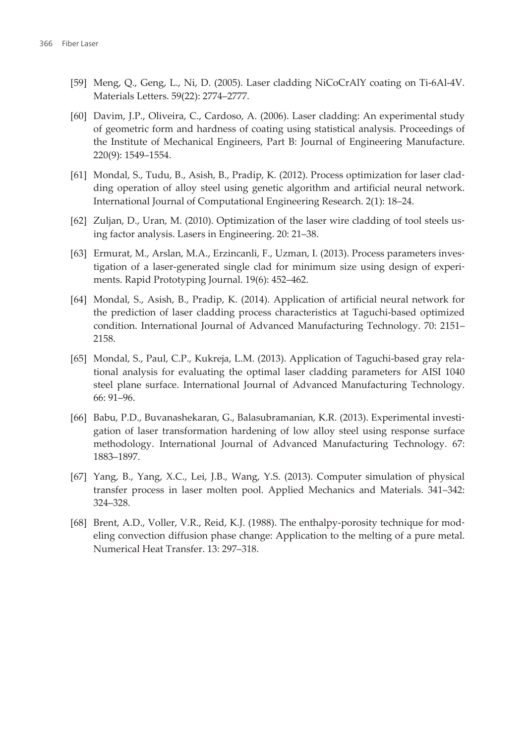[59] Meng, Q., Geng, L., Ni, D. (2005). Laser cladding NiCoCrAlY coating on Ti-6Al-4V. Materials Letters. 59(22): 2774–2777.

[60] Davim, J.P., Oliveira, C., Cardoso, A. (2006). Laser cladding: An experimental study of geometric form and hardness of coating using statistical analysis. Proceedings of the Institute of Mechanical Engineers, Part B: Journal of Engineering Manufacture. 220(9): 1549–1554.

[61] Mondal, S., Tudu, B., Asish, B., Pradip, K. (2012). Process optimization for laser cladding operation of alloy steel using genetic algorithm and artificial neural network. International Journal of Computational Engineering Research. 2(1): 18–24.

[62] Zuljan, D., Uran, M. (2010). Optimization of the laser wire cladding of tool steels using factor analysis. Lasers in Engineering. 20: 21–38.

[63] Ermurat, M., Arslan, M.A., Erzincanli, F., Uzman, I. (2013). Process parameters investigation of a laser-generated single clad for minimum size using design of experiments. Rapid Prototyping Journal. 19(6): 452–462.

[64] Mondal, S., Asish, B., Pradip, K. (2014). Application of artificial neural network for the prediction of laser cladding process characteristics at Taguchi-based optimized condition. International Journal of Advanced Manufacturing Technology. 70: 2151–2158.

[65] Mondal, S., Paul, C.P., Kukreja, L.M. (2013). Application of Taguchi-based gray relational analysis for evaluating the optimal laser cladding parameters for AISI 1040 steel plane surface. International Journal of Advanced Manufacturing Technology. 66: 91–96.

[66] Babu, P.D., Buvanashekaran, G., Balasubramanian, K.R. (2013). Experimental investigation of laser transformation hardening of low alloy steel using response surface methodology. International Journal of Advanced Manufacturing Technology. 67: 1883–1897.

[67] Yang, B., Yang, X.C., Lei, J.B., Wang, Y.S. (2013). Computer simulation of physical transfer process in laser molten pool. Applied Mechanics and Materials. 341–342: 324–328.

[68] Brent, A.D., Voller, V.R., Reid, K.J. (1988). The enthalpy-porosity technique for modeling convection diffusion phase change: Application to the melting of a pure metal. Numerical Heat Transfer. 13: 297–318.